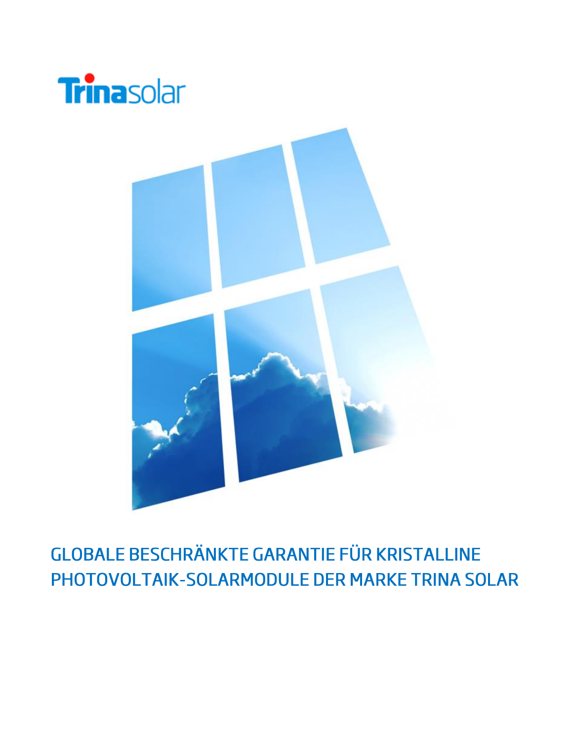Trinasolar

# GLOBALE BESCHRÄNKTE GARANTIE FÜR KRISTALLINE PHOTOVOLTAIK-SOLARMODULE DER MARKE TRINA SOLAR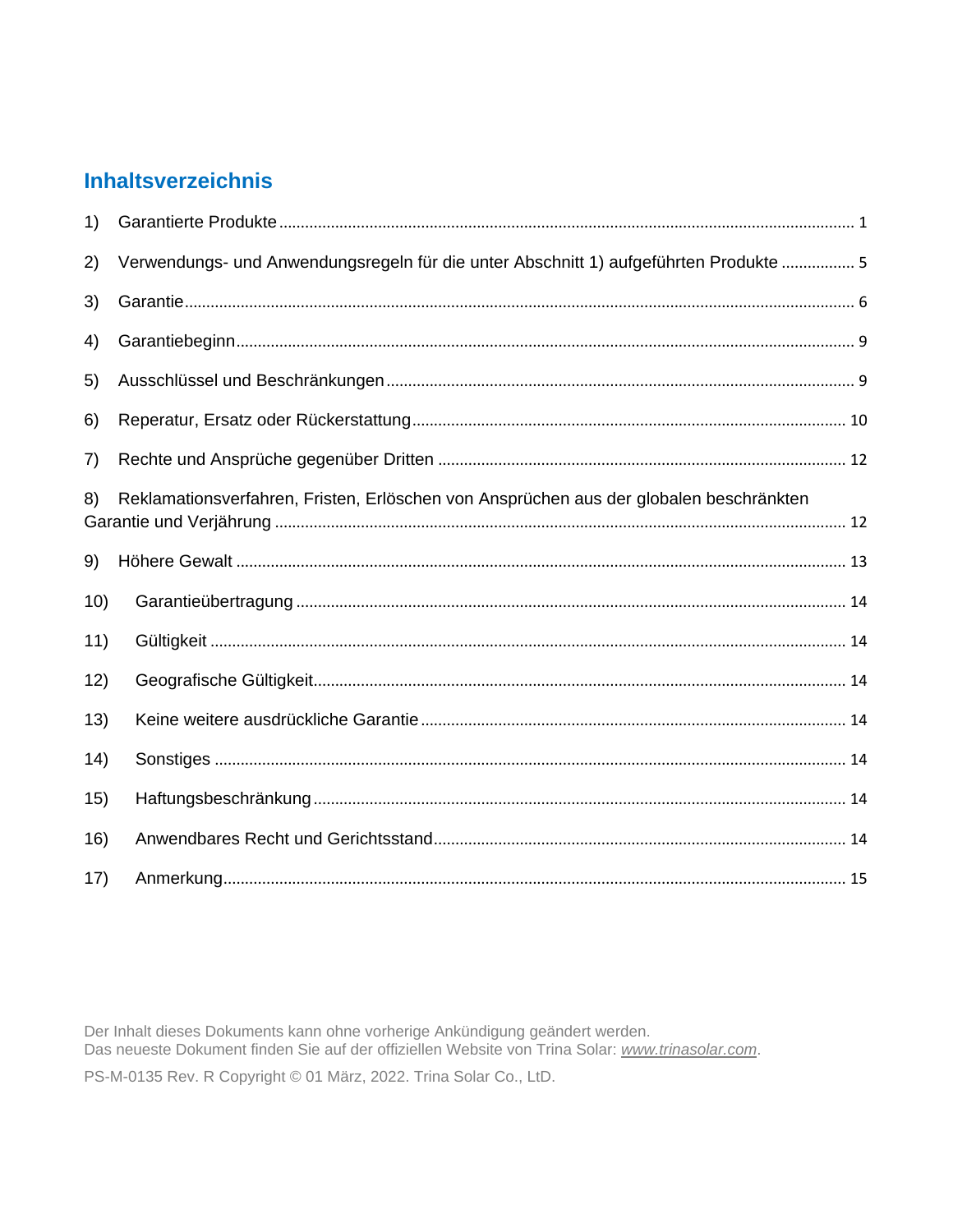## Inhaltsverzeichnis

1) Garantierte Produkte ........ 1

2) Verwendungs- und Anwendungsregeln für die unter Abschnitt 1) aufgeführten Produkte ........ 5

3) Garantie ........ 6

4) Garantiebeginn ........ 9

5) Ausschlüssel und Beschränkungen ........ 9

6) Reperatur, Ersatz oder Rückerstattung ........ 10

7) Rechte und Ansprüche gegenüber Dritten ........ 12

8) Reklamationsverfahren, Fristen, Erlöschen von Ansprüchen aus der globalen beschränkten Garantie und Verjährung ........ 12

9) Höhere Gewalt ........ 13

10) Garantieübertragung ........ 14

11) Gültigkeit ........ 14

12) Geografische Gültigkeit ........ 14

13) Keine weitere ausdrückliche Garantie ........ 14

14) Sonstiges ........ 14

15) Haftungsbeschränkung ........ 14

16) Anwendbares Recht und Gerichtsstand ........ 14

17) Anmerkung ........ 15

Der Inhalt dieses Dokuments kann ohne vorherige Ankündigung geändert werden.
Das neueste Dokument finden Sie auf der offiziellen Website von Trina Solar: *www.trinasolar.com*.

PS-M-0135 Rev. R Copyright © 01 März, 2022. Trina Solar Co., LtD.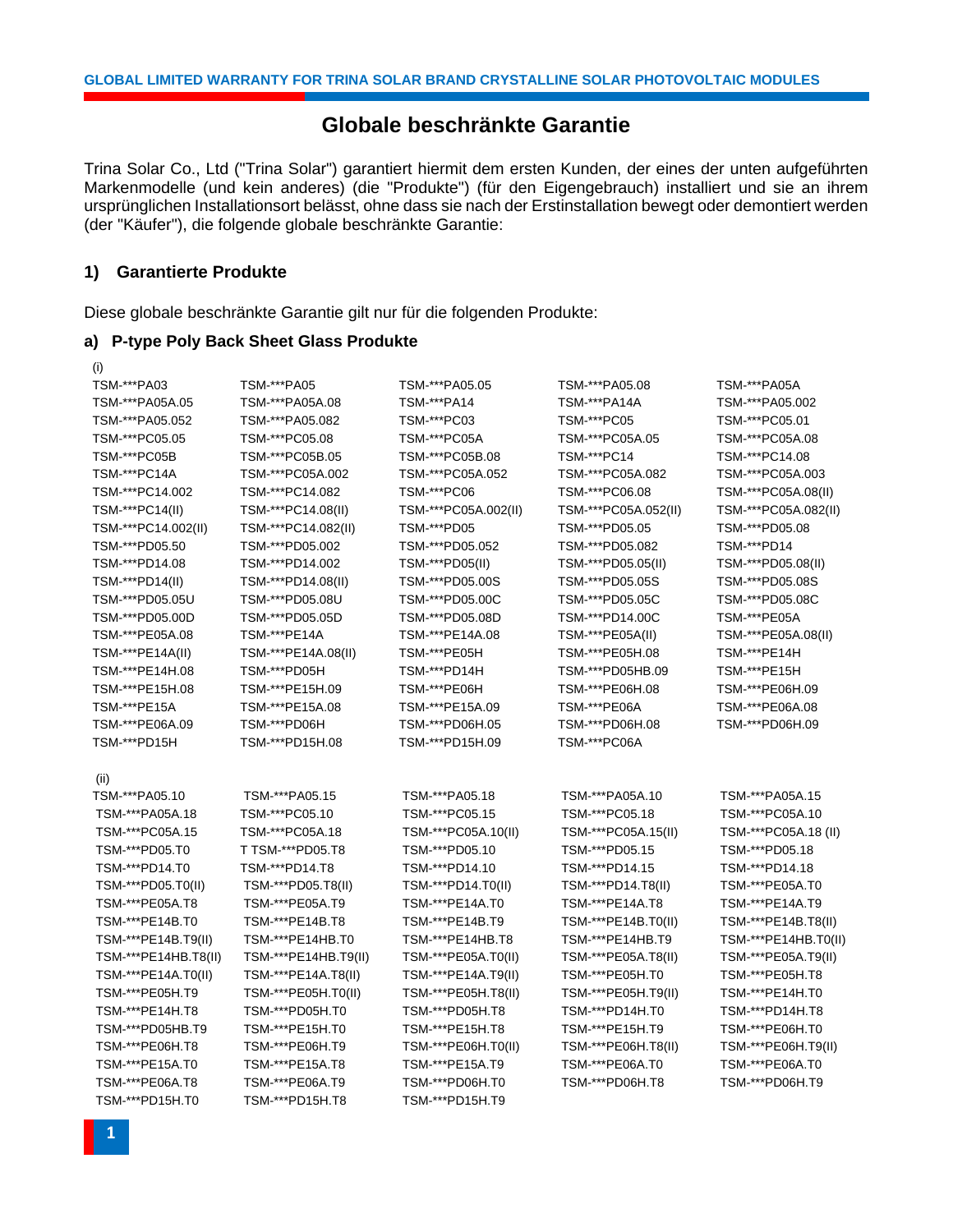# Globale beschränkte Garantie

Trina Solar Co., Ltd ("Trina Solar") garantiert hiermit dem ersten Kunden, der eines der unten aufgeführten Markenmodelle (und kein anderes) (die "Produkte") (für den Eigengebrauch) installiert und sie an ihrem ursprünglichen Installationsort belässt, ohne dass sie nach der Erstinstallation bewegt oder demontiert werden (der "Käufer"), die folgende globale beschränkte Garantie:

## 1) Garantierte Produkte

Diese globale beschränkte Garantie gilt nur für die folgenden Produkte:

### a) P-type Poly Back Sheet Glass Produkte

(i)

| | | | | |
|---|---|---|---|---|
| TSM-***PA03 | TSM-***PA05 | TSM-***PA05.05 | TSM-***PA05.08 | TSM-***PA05A |
| TSM-***PA05A.05 | TSM-***PA05A.08 | TSM-***PA14 | TSM-***PA14A | TSM-***PA05.002 |
| TSM-***PA05.052 | TSM-***PA05.082 | TSM-***PC03 | TSM-***PC05 | TSM-***PC05.01 |
| TSM-***PC05.05 | TSM-***PC05.08 | TSM-***PC05A | TSM-***PC05A.05 | TSM-***PC05A.08 |
| TSM-***PC05B | TSM-***PC05B.05 | TSM-***PC05B.08 | TSM-***PC14 | TSM-***PC14.08 |
| TSM-***PC14A | TSM-***PC05A.002 | TSM-***PC05A.052 | TSM-***PC05A.082 | TSM-***PC05A.003 |
| TSM-***PC14.002 | TSM-***PC14.082 | TSM-***PC06 | TSM-***PC06.08 | TSM-***PC05A.08(II) |
| TSM-***PC14(II) | TSM-***PC14.08(II) | TSM-***PC05A.002(II) | TSM-***PC05A.052(II) | TSM-***PC05A.082(II) |
| TSM-***PC14.002(II) | TSM-***PC14.082(II) | TSM-***PD05 | TSM-***PD05.05 | TSM-***PD05.08 |
| TSM-***PD05.50 | TSM-***PD05.002 | TSM-***PD05.052 | TSM-***PD05.082 | TSM-***PD14 |
| TSM-***PD14.08 | TSM-***PD14.002 | TSM-***PD05(II) | TSM-***PD05.05(II) | TSM-***PD05.08(II) |
| TSM-***PD14(II) | TSM-***PD14.08(II) | TSM-***PD05.00S | TSM-***PD05.05S | TSM-***PD05.08S |
| TSM-***PD05.05U | TSM-***PD05.08U | TSM-***PD05.00C | TSM-***PD05.05C | TSM-***PD05.08C |
| TSM-***PD05.00D | TSM-***PD05.05D | TSM-***PD05.08D | TSM-***PD14.00C | TSM-***PE05A |
| TSM-***PE05A.08 | TSM-***PE14A | TSM-***PE14A.08 | TSM-***PE05A(II) | TSM-***PE05A.08(II) |
| TSM-***PE14A(II) | TSM-***PE14A.08(II) | TSM-***PE05H | TSM-***PE05H.08 | TSM-***PE14H |
| TSM-***PE14H.08 | TSM-***PD05H | TSM-***PD14H | TSM-***PD05HB.09 | TSM-***PE15H |
| TSM-***PE15H.08 | TSM-***PE15H.09 | TSM-***PE06H | TSM-***PE06H.08 | TSM-***PE06H.09 |
| TSM-***PE15A | TSM-***PE15A.08 | TSM-***PE15A.09 | TSM-***PE06A | TSM-***PE06A.08 |
| TSM-***PE06A.09 | TSM-***PD06H | TSM-***PD06H.05 | TSM-***PD06H.08 | TSM-***PD06H.09 |
| TSM-***PD15H | TSM-***PD15H.08 | TSM-***PD15H.09 | TSM-***PC06A | |

(ii)

| | | | | |
|---|---|---|---|---|
| TSM-***PA05.10 | TSM-***PA05.15 | TSM-***PA05.18 | TSM-***PA05A.10 | TSM-***PA05A.15 |
| TSM-***PA05A.18 | TSM-***PC05.10 | TSM-***PC05.15 | TSM-***PC05.18 | TSM-***PC05A.10 |
| TSM-***PC05A.15 | TSM-***PC05A.18 | TSM-***PC05A.10(II) | TSM-***PC05A.15(II) | TSM-***PC05A.18 (II) |
| TSM-***PD05.T0 | T TSM-***PD05.T8 | TSM-***PD05.10 | TSM-***PD05.15 | TSM-***PD05.18 |
| TSM-***PD14.T0 | TSM-***PD14.T8 | TSM-***PD14.10 | TSM-***PD14.15 | TSM-***PD14.18 |
| TSM-***PD05.T0(II) | TSM-***PD05.T8(II) | TSM-***PD14.T0(II) | TSM-***PD14.T8(II) | TSM-***PE05A.T0 |
| TSM-***PE05A.T8 | TSM-***PE05A.T9 | TSM-***PE14A.T0 | TSM-***PE14A.T8 | TSM-***PE14A.T9 |
| TSM-***PE14B.T0 | TSM-***PE14B.T8 | TSM-***PE14B.T9 | TSM-***PE14B.T0(II) | TSM-***PE14B.T8(II) |
| TSM-***PE14B.T9(II) | TSM-***PE14HB.T0 | TSM-***PE14HB.T8 | TSM-***PE14HB.T9 | TSM-***PE14HB.T0(II) |
| TSM-***PE14HB.T8(II) | TSM-***PE14HB.T9(II) | TSM-***PE05A.T0(II) | TSM-***PE05A.T8(II) | TSM-***PE05A.T9(II) |
| TSM-***PE14A.T0(II) | TSM-***PE14A.T8(II) | TSM-***PE14A.T9(II) | TSM-***PE05H.T0 | TSM-***PE05H.T8 |
| TSM-***PE05H.T9 | TSM-***PE05H.T0(II) | TSM-***PE05H.T8(II) | TSM-***PE05H.T9(II) | TSM-***PE14H.T0 |
| TSM-***PE14H.T8 | TSM-***PD05H.T0 | TSM-***PD05H.T8 | TSM-***PD14H.T0 | TSM-***PD14H.T8 |
| TSM-***PD05HB.T9 | TSM-***PE15H.T0 | TSM-***PE15H.T8 | TSM-***PE15H.T9 | TSM-***PE06H.T0 |
| TSM-***PE06H.T8 | TSM-***PE06H.T9 | TSM-***PE06H.T0(II) | TSM-***PE06H.T8(II) | TSM-***PE06H.T9(II) |
| TSM-***PE15A.T0 | TSM-***PE15A.T8 | TSM-***PE15A.T9 | TSM-***PE06A.T0 | TSM-***PE06A.T0 |
| TSM-***PE06A.T8 | TSM-***PE06A.T9 | TSM-***PD06H.T0 | TSM-***PD06H.T8 | TSM-***PD06H.T9 |
| TSM-***PD15H.T0 | TSM-***PD15H.T8 | TSM-***PD15H.T9 | | |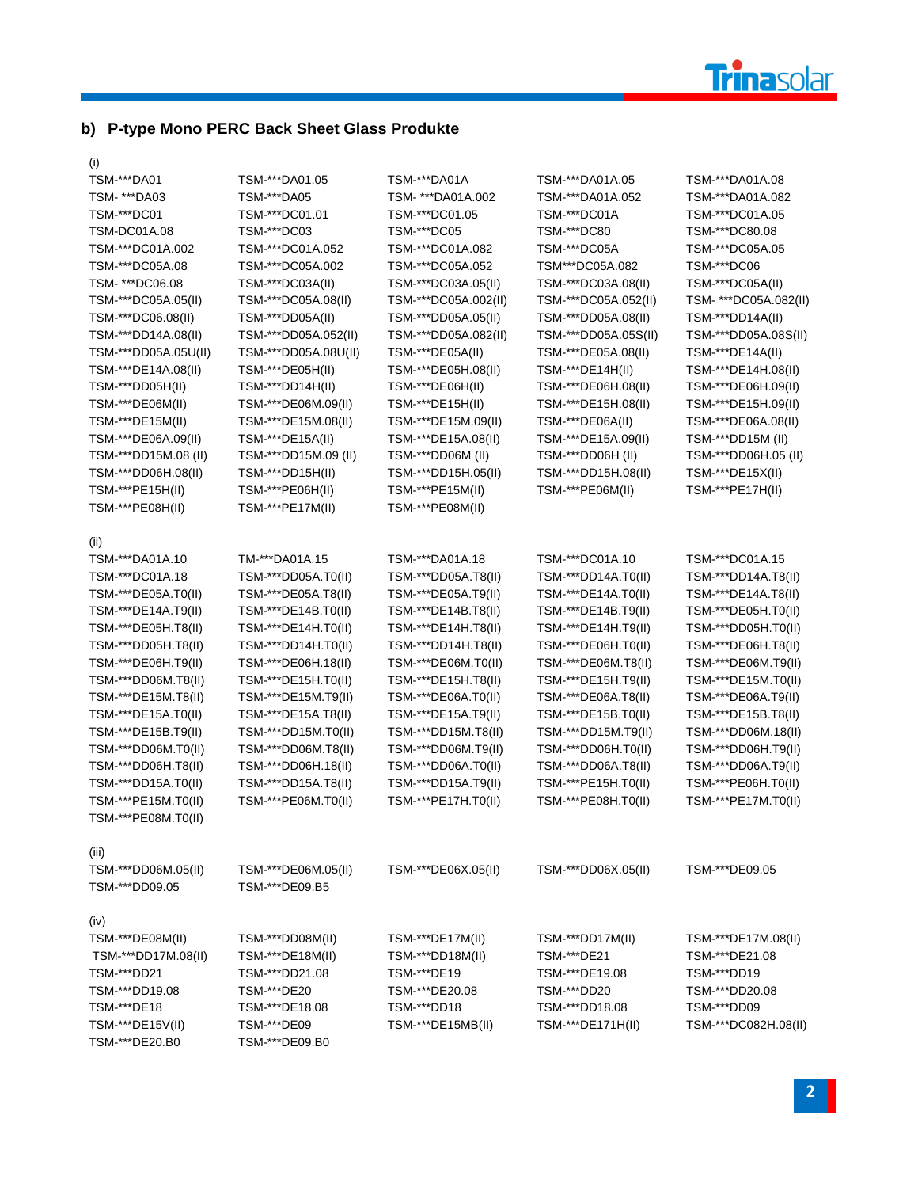### b) P-type Mono PERC Back Sheet Glass Produkte

(i)

| | | | | |
|---|---|---|---|---|
| TSM-***DA01 | TSM-***DA01.05 | TSM-***DA01A | TSM-***DA01A.05 | TSM-***DA01A.08 |
| TSM- ***DA03 | TSM-***DA05 | TSM- ***DA01A.002 | TSM-***DA01A.052 | TSM-***DA01A.082 |
| TSM-***DC01 | TSM-***DC01.01 | TSM-***DC01.05 | TSM-***DC01A | TSM-***DC01A.05 |
| TSM-DC01A.08 | TSM-***DC03 | TSM-***DC05 | TSM-***DC80 | TSM-***DC80.08 |
| TSM-***DC01A.002 | TSM-***DC01A.052 | TSM-***DC01A.082 | TSM-***DC05A | TSM-***DC05A.05 |
| TSM-***DC05A.08 | TSM-***DC05A.002 | TSM-***DC05A.052 | TSM***DC05A.082 | TSM-***DC06 |
| TSM- ***DC06.08 | TSM-***DC03A(II) | TSM-***DC03A.05(II) | TSM-***DC03A.08(II) | TSM-***DC05A(II) |
| TSM-***DC05A.05(II) | TSM-***DC05A.08(II) | TSM-***DC05A.002(II) | TSM-***DC05A.052(II) | TSM- ***DC05A.082(II) |
| TSM-***DC06.08(II) | TSM-***DD05A(II) | TSM-***DD05A.05(II) | TSM-***DD05A.08(II) | TSM-***DD14A(II) |
| TSM-***DD14A.08(II) | TSM-***DD05A.052(II) | TSM-***DD05A.082(II) | TSM-***DD05A.05S(II) | TSM-***DD05A.08S(II) |
| TSM-***DD05A.05U(II) | TSM-***DD05A.08U(II) | TSM-***DE05A(II) | TSM-***DE05A.08(II) | TSM-***DE14A(II) |
| TSM-***DE14A.08(II) | TSM-***DE05H(II) | TSM-***DE05H.08(II) | TSM-***DE14H(II) | TSM-***DE14H.08(II) |
| TSM-***DD05H(II) | TSM-***DD14H(II) | TSM-***DE06H(II) | TSM-***DE06H.08(II) | TSM-***DE06H.09(II) |
| TSM-***DE06M(II) | TSM-***DE06M.09(II) | TSM-***DE15H(II) | TSM-***DE15H.08(II) | TSM-***DE15H.09(II) |
| TSM-***DE15M(II) | TSM-***DE15M.08(II) | TSM-***DE15M.09(II) | TSM-***DE06A(II) | TSM-***DE06A.08(II) |
| TSM-***DE06A.09(II) | TSM-***DE15A(II) | TSM-***DE15A.08(II) | TSM-***DE15A.09(II) | TSM-***DD15M (II) |
| TSM-***DD15M.08 (II) | TSM-***DD15M.09 (II) | TSM-***DD06M (II) | TSM-***DD06H (II) | TSM-***DD06H.05 (II) |
| TSM-***DD06H.08(II) | TSM-***DD15H(II) | TSM-***DD15H.05(II) | TSM-***DD15H.08(II) | TSM-***DE15X(II) |
| TSM-***PE15H(II) | TSM-***PE06H(II) | TSM-***PE15M(II) | TSM-***PE06M(II) | TSM-***PE17H(II) |
| TSM-***PE08H(II) | TSM-***PE17M(II) | TSM-***PE08M(II) | | |

(ii)

| | | | | |
|---|---|---|---|---|
| TSM-***DA01A.10 | TM-***DA01A.15 | TSM-***DA01A.18 | TSM-***DC01A.10 | TSM-***DC01A.15 |
| TSM-***DC01A.18 | TSM-***DD05A.T0(II) | TSM-***DD05A.T8(II) | TSM-***DD14A.T0(II) | TSM-***DD14A.T8(II) |
| TSM-***DE05A.T0(II) | TSM-***DE05A.T8(II) | TSM-***DE05A.T9(II) | TSM-***DE14A.T0(II) | TSM-***DE14A.T8(II) |
| TSM-***DE14A.T9(II) | TSM-***DE14B.T0(II) | TSM-***DE14B.T8(II) | TSM-***DE14B.T9(II) | TSM-***DE05H.T0(II) |
| TSM-***DE05H.T8(II) | TSM-***DE14H.T0(II) | TSM-***DE14H.T8(II) | TSM-***DE14H.T9(II) | TSM-***DD05H.T0(II) |
| TSM-***DD05H.T8(II) | TSM-***DD14H.T0(II) | TSM-***DD14H.T8(II) | TSM-***DE06H.T0(II) | TSM-***DE06H.T8(II) |
| TSM-***DE06H.T9(II) | TSM-***DE06H.18(II) | TSM-***DE06M.T0(II) | TSM-***DE06M.T8(II) | TSM-***DE06M.T9(II) |
| TSM-***DD06M.T8(II) | TSM-***DE15H.T0(II) | TSM-***DE15H.T8(II) | TSM-***DE15H.T9(II) | TSM-***DE15M.T0(II) |
| TSM-***DE15M.T8(II) | TSM-***DE15M.T9(II) | TSM-***DE06A.T0(II) | TSM-***DE06A.T8(II) | TSM-***DE06A.T9(II) |
| TSM-***DE15A.T0(II) | TSM-***DE15A.T8(II) | TSM-***DE15A.T9(II) | TSM-***DE15B.T0(II) | TSM-***DE15B.T8(II) |
| TSM-***DE15B.T9(II) | TSM-***DD15M.T0(II) | TSM-***DD15M.T8(II) | TSM-***DD15M.T9(II) | TSM-***DD06M.18(II) |
| TSM-***DD06M.T0(II) | TSM-***DD06M.T8(II) | TSM-***DD06M.T9(II) | TSM-***DD06H.T0(II) | TSM-***DD06H.T9(II) |
| TSM-***DD06H.T8(II) | TSM-***DD06H.18(II) | TSM-***DD06A.T0(II) | TSM-***DD06A.T8(II) | TSM-***DD06A.T9(II) |
| TSM-***DD15A.T0(II) | TSM-***DD15A.T8(II) | TSM-***DD15A.T9(II) | TSM-***PE15H.T0(II) | TSM-***PE06H.T0(II) |
| TSM-***PE15M.T0(II) | TSM-***PE06M.T0(II) | TSM-***PE17H.T0(II) | TSM-***PE08H.T0(II) | TSM-***PE17M.T0(II) |
| TSM-***PE08M.T0(II) | | | | |

(iii)

| | | | | |
|---|---|---|---|---|
| TSM-***DD06M.05(II) | TSM-***DE06M.05(II) | TSM-***DE06X.05(II) | TSM-***DD06X.05(II) | TSM-***DE09.05 |
| TSM-***DD09.05 | TSM-***DE09.B5 | | | |

(iv)

| | | | | |
|---|---|---|---|---|
| TSM-***DE08M(II) | TSM-***DD08M(II) | TSM-***DE17M(II) | TSM-***DD17M(II) | TSM-***DE17M.08(II) |
| TSM-***DD17M.08(II) | TSM-***DE18M(II) | TSM-***DD18M(II) | TSM-***DE21 | TSM-***DE21.08 |
| TSM-***DD21 | TSM-***DD21.08 | TSM-***DE19 | TSM-***DE19.08 | TSM-***DD19 |
| TSM-***DD19.08 | TSM-***DE20 | TSM-***DE20.08 | TSM-***DD20 | TSM-***DD20.08 |
| TSM-***DE18 | TSM-***DE18.08 | TSM-***DD18 | TSM-***DD18.08 | TSM-***DD09 |
| TSM-***DE15V(II) | TSM-***DE09 | TSM-***DE15MB(II) | TSM-***DE171H(II) | TSM-***DC082H.08(II) |
| TSM-***DE20.B0 | TSM-***DE09.B0 | | | |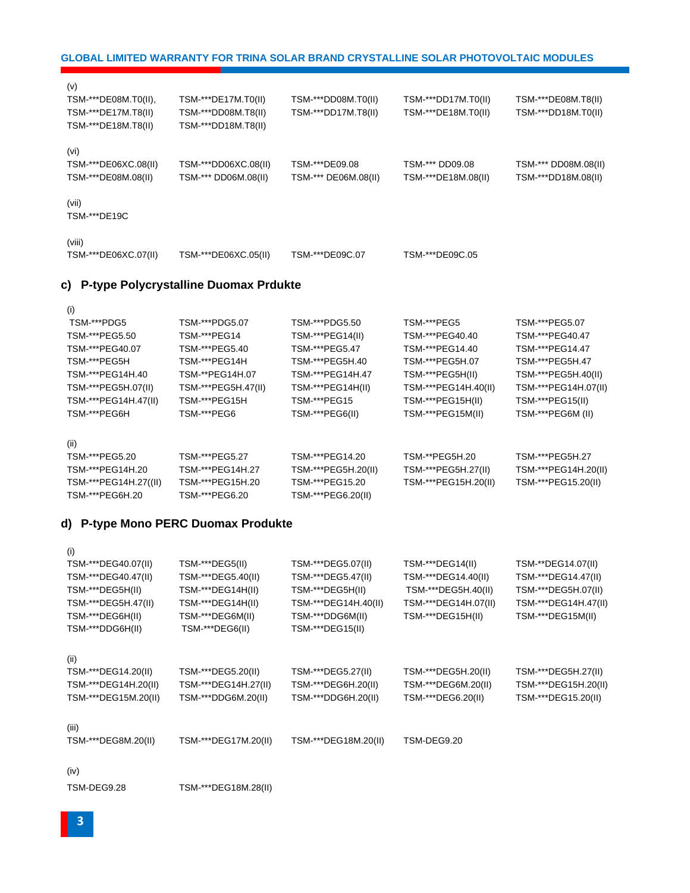(v)

| | | | | |
|---|---|---|---|---|
| TSM-***DE08M.T0(II), | TSM-***DE17M.T0(II) | TSM-***DD08M.T0(II) | TSM-***DD17M.T0(II) | TSM-***DE08M.T8(II) |
| TSM-***DE17M.T8(II) | TSM-***DD08M.T8(II) | TSM-***DD17M.T8(II) | TSM-***DE18M.T0(II) | TSM-***DD18M.T0(II) |
| TSM-***DE18M.T8(II) | TSM-***DD18M.T8(II) | | | |

(vi)

| | | | | |
|---|---|---|---|---|
| TSM-***DE06XC.08(II) | TSM-***DD06XC.08(II) | TSM-***DE09.08 | TSM-*** DD09.08 | TSM-*** DD08M.08(II) |
| TSM-***DE08M.08(II) | TSM-*** DD06M.08(II) | TSM-*** DE06M.08(II) | TSM-***DE18M.08(II) | TSM-***DD18M.08(II) |

(vii)

TSM-***DE19C

(viii)

| | | | |
|---|---|---|---|
| TSM-***DE06XC.07(II) | TSM-***DE06XC.05(II) | TSM-***DE09C.07 | TSM-***DE09C.05 |

## c) P-type Polycrystalline Duomax Prdukte

(i)

| | | | | |
|---|---|---|---|---|
| TSM-***PDG5 | TSM-***PDG5.07 | TSM-***PDG5.50 | TSM-***PEG5 | TSM-***PEG5.07 |
| TSM-***PEG5.50 | TSM-***PEG14 | TSM-***PEG14(II) | TSM-***PEG40.40 | TSM-***PEG40.47 |
| TSM-***PEG40.07 | TSM-***PEG5.40 | TSM-***PEG5.47 | TSM-***PEG14.40 | TSM-***PEG14.47 |
| TSM-***PEG5H | TSM-***PEG14H | TSM-***PEG5H.40 | TSM-***PEG5H.07 | TSM-***PEG5H.47 |
| TSM-***PEG14H.40 | TSM-**PEG14H.07 | TSM-***PEG14H.47 | TSM-***PEG5H(II) | TSM-***PEG5H.40(II) |
| TSM-***PEG5H.07(II) | TSM-***PEG5H.47(II) | TSM-***PEG14H(II) | TSM-***PEG14H.40(II) | TSM-***PEG14H.07(II) |
| TSM-***PEG14H.47(II) | TSM-***PEG15H | TSM-***PEG15 | TSM-***PEG15H(II) | TSM-***PEG15(II) |
| TSM-***PEG6H | TSM-***PEG6 | TSM-***PEG6(II) | TSM-***PEG15M(II) | TSM-***PEG6M (II) |

(ii)

| | | | | |
|---|---|---|---|---|
| TSM-***PEG5.20 | TSM-***PEG5.27 | TSM-***PEG14.20 | TSM-**PEG5H.20 | TSM-***PEG5H.27 |
| TSM-***PEG14H.20 | TSM-***PEG14H.27 | TSM-***PEG5H.20(II) | TSM-***PEG5H.27(II) | TSM-***PEG14H.20(II) |
| TSM-***PEG14H.27((II) | TSM-***PEG15H.20 | TSM-***PEG15.20 | TSM-***PEG15H.20(II) | TSM-***PEG15.20(II) |
| TSM-***PEG6H.20 | TSM-***PEG6.20 | TSM-***PEG6.20(II) | | |

## d) P-type Mono PERC Duomax Produkte

(i)

| | | | | |
|---|---|---|---|---|
| TSM-***DEG40.07(II) | TSM-***DEG5(II) | TSM-***DEG5.07(II) | TSM-***DEG14(II) | TSM-**DEG14.07(II) |
| TSM-***DEG40.47(II) | TSM-***DEG5.40(II) | TSM-***DEG5.47(II) | TSM-***DEG14.40(II) | TSM-***DEG14.47(II) |
| TSM-***DEG5H(II) | TSM-***DEG14H(II) | TSM-***DEG5H(II) | TSM-***DEG5H.40(II) | TSM-***DEG5H.07(II) |
| TSM-***DEG5H.47(II) | TSM-***DEG14H(II) | TSM-***DEG14H.40(II) | TSM-***DEG14H.07(II) | TSM-***DEG14H.47(II) |
| TSM-***DEG6H(II) | TSM-***DEG6M(II) | TSM-***DDG6M(II) | TSM-***DEG15H(II) | TSM-***DEG15M(II) |
| TSM-***DDG6H(II) | TSM-***DEG6(II) | TSM-***DEG15(II) | | |

(ii)

| | | | | |
|---|---|---|---|---|
| TSM-***DEG14.20(II) | TSM-***DEG5.20(II) | TSM-***DEG5.27(II) | TSM-***DEG5H.20(II) | TSM-***DEG5H.27(II) |
| TSM-***DEG14H.20(II) | TSM-***DEG14H.27(II) | TSM-***DEG6H.20(II) | TSM-***DEG6M.20(II) | TSM-***DEG15H.20(II) |
| TSM-***DEG15M.20(II) | TSM-***DDG6M.20(II) | TSM-***DDG6H.20(II) | TSM-***DEG6.20(II) | TSM-***DEG15.20(II) |

(iii)

| | | | |
|---|---|---|---|
| TSM-***DEG8M.20(II) | TSM-***DEG17M.20(II) | TSM-***DEG18M.20(II) | TSM-DEG9.20 |

(iv)

| | |
|---|---|
| TSM-DEG9.28 | TSM-***DEG18M.28(II) |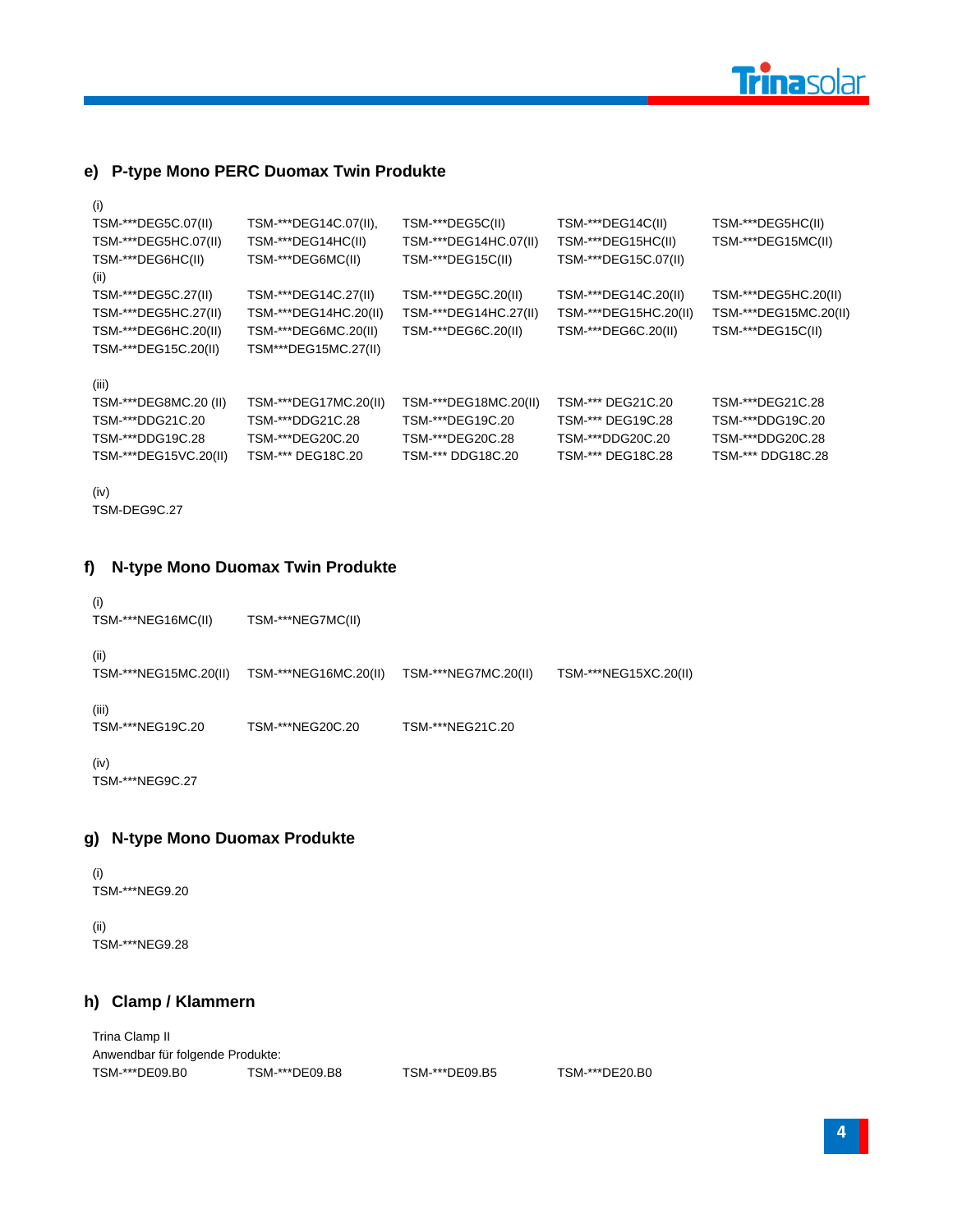## e) P-type Mono PERC Duomax Twin Produkte

(i)

| | | | | |
|---|---|---|---|---|
| TSM-***DEG5C.07(II) | TSM-***DEG14C.07(II), | TSM-***DEG5C(II) | TSM-***DEG14C(II) | TSM-***DEG5HC(II) |
| TSM-***DEG5HC.07(II) | TSM-***DEG14HC(II) | TSM-***DEG14HC.07(II) | TSM-***DEG15HC(II) | TSM-***DEG15MC(II) |
| TSM-***DEG6HC(II) | TSM-***DEG6MC(II) | TSM-***DEG15C(II) | TSM-***DEG15C.07(II) | |

(ii)

| | | | | |
|---|---|---|---|---|
| TSM-***DEG5C.27(II) | TSM-***DEG14C.27(II) | TSM-***DEG5C.20(II) | TSM-***DEG14C.20(II) | TSM-***DEG5HC.20(II) |
| TSM-***DEG5HC.27(II) | TSM-***DEG14HC.20(II) | TSM-***DEG14HC.27(II) | TSM-***DEG15HC.20(II) | TSM-***DEG15MC.20(II) |
| TSM-***DEG6HC.20(II) | TSM-***DEG6MC.20(II) | TSM-***DEG6C.20(II) | TSM-***DEG6C.20(II) | TSM-***DEG15C(II) |
| TSM-***DEG15C.20(II) | TSM***DEG15MC.27(II) | | | |

(iii)

| | | | | |
|---|---|---|---|---|
| TSM-***DEG8MC.20 (II) | TSM-***DEG17MC.20(II) | TSM-***DEG18MC.20(II) | TSM-*** DEG21C.20 | TSM-***DEG21C.28 |
| TSM-***DDG21C.20 | TSM-***DDG21C.28 | TSM-***DEG19C.20 | TSM-*** DEG19C.28 | TSM-***DDG19C.20 |
| TSM-***DDG19C.28 | TSM-***DEG20C.20 | TSM-***DEG20C.28 | TSM-***DDG20C.20 | TSM-***DDG20C.28 |
| TSM-***DEG15VC.20(II) | TSM-*** DEG18C.20 | TSM-*** DDG18C.20 | TSM-*** DEG18C.28 | TSM-*** DDG18C.28 |

(iv)

TSM-DEG9C.27

## f) N-type Mono Duomax Twin Produkte

(i)

| | |
|---|---|
| TSM-***NEG16MC(II) | TSM-***NEG7MC(II) |

(ii)

| | | | |
|---|---|---|---|
| TSM-***NEG15MC.20(II) | TSM-***NEG16MC.20(II) | TSM-***NEG7MC.20(II) | TSM-***NEG15XC.20(II) |

(iii)

| | | |
|---|---|---|
| TSM-***NEG19C.20 | TSM-***NEG20C.20 | TSM-***NEG21C.20 |

(iv)

TSM-***NEG9C.27

## g) N-type Mono Duomax Produkte

(i)

TSM-***NEG9.20

(ii)

TSM-***NEG9.28

## h) Clamp / Klammern

Trina Clamp II

Anwendbar für folgende Produkte:

| | | | |
|---|---|---|---|
| TSM-***DE09.B0 | TSM-***DE09.B8 | TSM-***DE09.B5 | TSM-***DE20.B0 |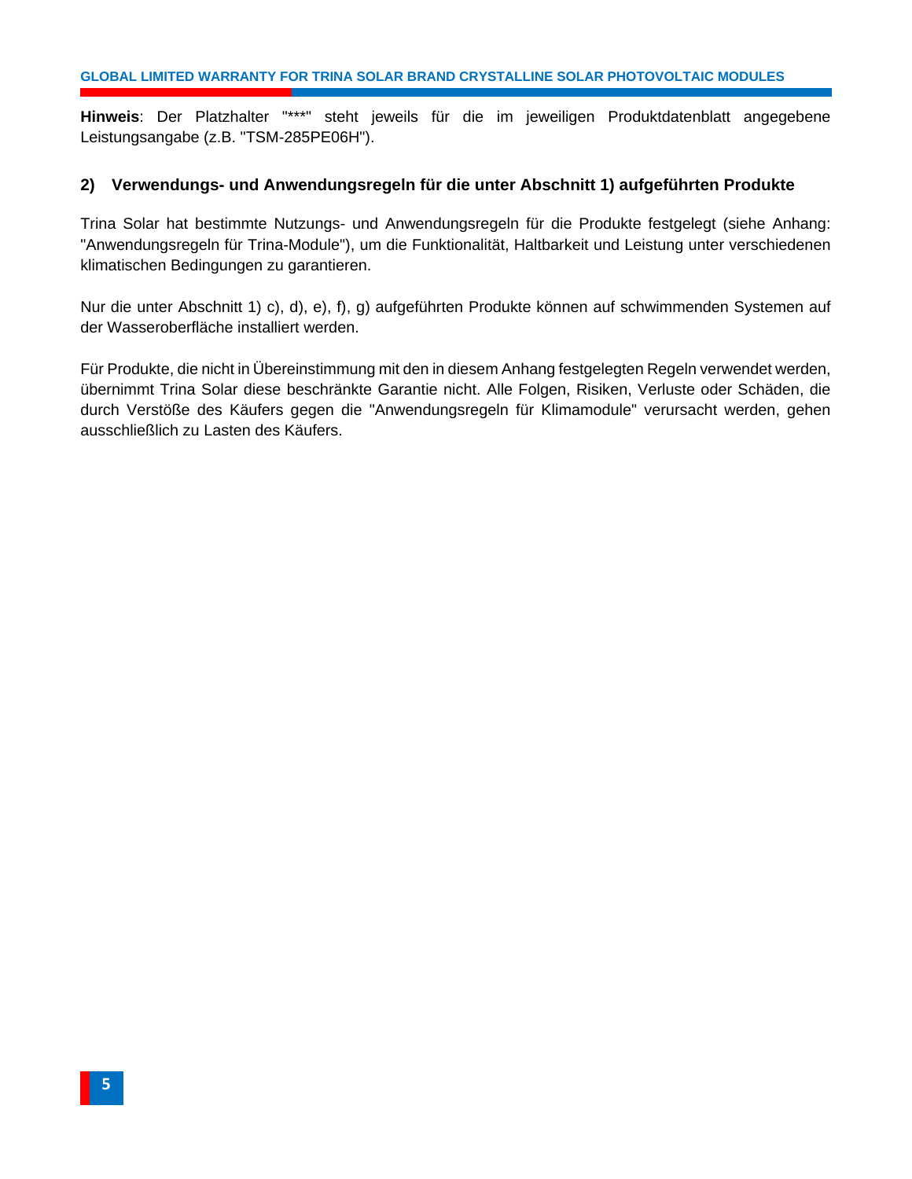**Hinweis**: Der Platzhalter "***" steht jeweils für die im jeweiligen Produktdatenblatt angegebene Leistungsangabe (z.B. "TSM-285PE06H").

## 2) Verwendungs- und Anwendungsregeln für die unter Abschnitt 1) aufgeführten Produkte

Trina Solar hat bestimmte Nutzungs- und Anwendungsregeln für die Produkte festgelegt (siehe Anhang: "Anwendungsregeln für Trina-Module"), um die Funktionalität, Haltbarkeit und Leistung unter verschiedenen klimatischen Bedingungen zu garantieren.

Nur die unter Abschnitt 1) c), d), e), f), g) aufgeführten Produkte können auf schwimmenden Systemen auf der Wasseroberfläche installiert werden.

Für Produkte, die nicht in Übereinstimmung mit den in diesem Anhang festgelegten Regeln verwendet werden, übernimmt Trina Solar diese beschränkte Garantie nicht. Alle Folgen, Risiken, Verluste oder Schäden, die durch Verstöße des Käufers gegen die "Anwendungsregeln für Klimamodule" verursacht werden, gehen ausschließlich zu Lasten des Käufers.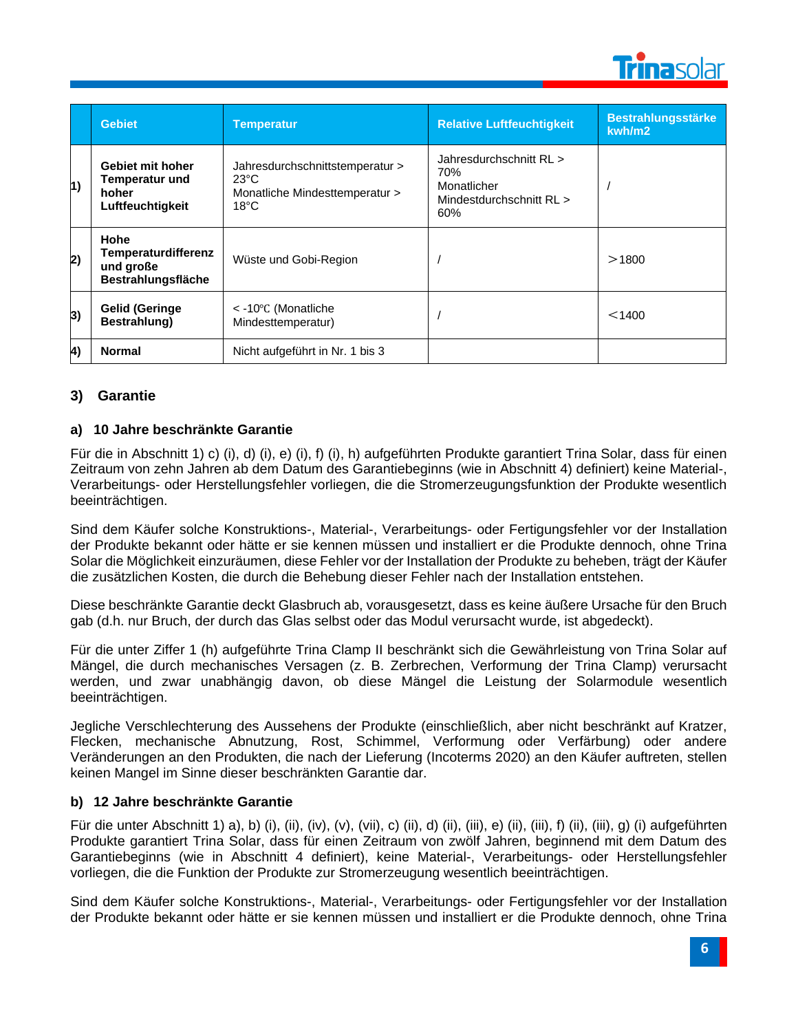| | Gebiet | Temperatur | Relative Luftfeuchtigkeit | Bestrahlungsstärke kwh/m2 |
|---|---|---|---|---|
| 1) | **Gebiet mit hoher Temperatur und hoher Luftfeuchtigkeit** | Jahresdurchschnittstemperatur > 23°C<br>Monatliche Mindesttemperatur > 18°C | Jahresdurchschnitt RL > 70%<br>Monatlicher Mindestdurchschnitt RL > 60% | / |
| 2) | **Hohe Temperaturdifferenz und große Bestrahlungsfläche** | Wüste und Gobi-Region | / | ＞1800 |
| 3) | **Gelid (Geringe Bestrahlung)** | < -10℃ (Monatliche Mindesttemperatur) | / | ＜1400 |
| 4) | **Normal** | Nicht aufgeführt in Nr. 1 bis 3 | | |

## 3) Garantie

### a) 10 Jahre beschränkte Garantie

Für die in Abschnitt 1) c) (i), d) (i), e) (i), f) (i), h) aufgeführten Produkte garantiert Trina Solar, dass für einen Zeitraum von zehn Jahren ab dem Datum des Garantiebeginns (wie in Abschnitt 4) definiert) keine Material-, Verarbeitungs- oder Herstellungsfehler vorliegen, die die Stromerzeugungsfunktion der Produkte wesentlich beeinträchtigen.

Sind dem Käufer solche Konstruktions-, Material-, Verarbeitungs- oder Fertigungsfehler vor der Installation der Produkte bekannt oder hätte er sie kennen müssen und installiert er die Produkte dennoch, ohne Trina Solar die Möglichkeit einzuräumen, diese Fehler vor der Installation der Produkte zu beheben, trägt der Käufer die zusätzlichen Kosten, die durch die Behebung dieser Fehler nach der Installation entstehen.

Diese beschränkte Garantie deckt Glasbruch ab, vorausgesetzt, dass es keine äußere Ursache für den Bruch gab (d.h. nur Bruch, der durch das Glas selbst oder das Modul verursacht wurde, ist abgedeckt).

Für die unter Ziffer 1 (h) aufgeführte Trina Clamp II beschränkt sich die Gewährleistung von Trina Solar auf Mängel, die durch mechanisches Versagen (z. B. Zerbrechen, Verformung der Trina Clamp) verursacht werden, und zwar unabhängig davon, ob diese Mängel die Leistung der Solarmodule wesentlich beeinträchtigen.

Jegliche Verschlechterung des Aussehens der Produkte (einschließlich, aber nicht beschränkt auf Kratzer, Flecken, mechanische Abnutzung, Rost, Schimmel, Verformung oder Verfärbung) oder andere Veränderungen an den Produkten, die nach der Lieferung (Incoterms 2020) an den Käufer auftreten, stellen keinen Mangel im Sinne dieser beschränkten Garantie dar.

### b) 12 Jahre beschränkte Garantie

Für die unter Abschnitt 1) a), b) (i), (ii), (iv), (v), (vii), c) (ii), d) (ii), (iii), e) (ii), (iii), f) (ii), (iii), g) (i) aufgeführten Produkte garantiert Trina Solar, dass für einen Zeitraum von zwölf Jahren, beginnend mit dem Datum des Garantiebeginns (wie in Abschnitt 4 definiert), keine Material-, Verarbeitungs- oder Herstellungsfehler vorliegen, die die Funktion der Produkte zur Stromerzeugung wesentlich beeinträchtigen.

Sind dem Käufer solche Konstruktions-, Material-, Verarbeitungs- oder Fertigungsfehler vor der Installation der Produkte bekannt oder hätte er sie kennen müssen und installiert er die Produkte dennoch, ohne Trina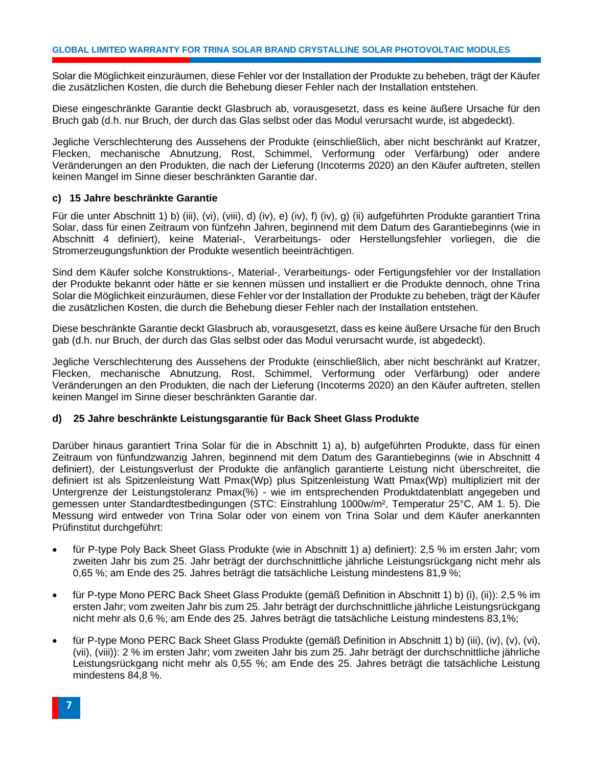Solar die Möglichkeit einzuräumen, diese Fehler vor der Installation der Produkte zu beheben, trägt der Käufer die zusätzlichen Kosten, die durch die Behebung dieser Fehler nach der Installation entstehen.

Diese eingeschränkte Garantie deckt Glasbruch ab, vorausgesetzt, dass es keine äußere Ursache für den Bruch gab (d.h. nur Bruch, der durch das Glas selbst oder das Modul verursacht wurde, ist abgedeckt).

Jegliche Verschlechterung des Aussehens der Produkte (einschließlich, aber nicht beschränkt auf Kratzer, Flecken, mechanische Abnutzung, Rost, Schimmel, Verformung oder Verfärbung) oder andere Veränderungen an den Produkten, die nach der Lieferung (Incoterms 2020) an den Käufer auftreten, stellen keinen Mangel im Sinne dieser beschränkten Garantie dar.

#### c) 15 Jahre beschränkte Garantie

Für die unter Abschnitt 1) b) (iii), (vi), (viii), d) (iv), e) (iv), f) (iv), g) (ii) aufgeführten Produkte garantiert Trina Solar, dass für einen Zeitraum von fünfzehn Jahren, beginnend mit dem Datum des Garantiebeginns (wie in Abschnitt 4 definiert), keine Material-, Verarbeitungs- oder Herstellungsfehler vorliegen, die die Stromerzeugungsfunktion der Produkte wesentlich beeinträchtigen.

Sind dem Käufer solche Konstruktions-, Material-, Verarbeitungs- oder Fertigungsfehler vor der Installation der Produkte bekannt oder hätte er sie kennen müssen und installiert er die Produkte dennoch, ohne Trina Solar die Möglichkeit einzuräumen, diese Fehler vor der Installation der Produkte zu beheben, trägt der Käufer die zusätzlichen Kosten, die durch die Behebung dieser Fehler nach der Installation entstehen.

Diese beschränkte Garantie deckt Glasbruch ab, vorausgesetzt, dass es keine äußere Ursache für den Bruch gab (d.h. nur Bruch, der durch das Glas selbst oder das Modul verursacht wurde, ist abgedeckt).

Jegliche Verschlechterung des Aussehens der Produkte (einschließlich, aber nicht beschränkt auf Kratzer, Flecken, mechanische Abnutzung, Rost, Schimmel, Verformung oder Verfärbung) oder andere Veränderungen an den Produkten, die nach der Lieferung (Incoterms 2020) an den Käufer auftreten, stellen keinen Mangel im Sinne dieser beschränkten Garantie dar.

#### d) 25 Jahre beschränkte Leistungsgarantie für Back Sheet Glass Produkte

Darüber hinaus garantiert Trina Solar für die in Abschnitt 1) a), b) aufgeführten Produkte, dass für einen Zeitraum von fünfundzwanzig Jahren, beginnend mit dem Datum des Garantiebeginns (wie in Abschnitt 4 definiert), der Leistungsverlust der Produkte die anfänglich garantierte Leistung nicht überschreitet, die definiert ist als Spitzenleistung Watt Pmax(Wp) plus Spitzenleistung Watt Pmax(Wp) multipliziert mit der Untergrenze der Leistungstoleranz Pmax(%) - wie im entsprechenden Produktdatenblatt angegeben und gemessen unter Standardtestbedingungen (STC: Einstrahlung 1000w/m², Temperatur 25°C, AM 1. 5). Die Messung wird entweder von Trina Solar oder von einem von Trina Solar und dem Käufer anerkannten Prüfinstitut durchgeführt:

- für P-type Poly Back Sheet Glass Produkte (wie in Abschnitt 1) a) definiert): 2,5 % im ersten Jahr; vom zweiten Jahr bis zum 25. Jahr beträgt der durchschnittliche jährliche Leistungsrückgang nicht mehr als 0,65 %; am Ende des 25. Jahres beträgt die tatsächliche Leistung mindestens 81,9 %;
- für P-type Mono PERC Back Sheet Glass Produkte (gemäß Definition in Abschnitt 1) b) (i), (ii)): 2,5 % im ersten Jahr; vom zweiten Jahr bis zum 25. Jahr beträgt der durchschnittliche jährliche Leistungsrückgang nicht mehr als 0,6 %; am Ende des 25. Jahres beträgt die tatsächliche Leistung mindestens 83,1%;
- für P-type Mono PERC Back Sheet Glass Produkte (gemäß Definition in Abschnitt 1) b) (iii), (iv), (v), (vi), (vii), (viii)): 2 % im ersten Jahr; vom zweiten Jahr bis zum 25. Jahr beträgt der durchschnittliche jährliche Leistungsrückgang nicht mehr als 0,55 %; am Ende des 25. Jahres beträgt die tatsächliche Leistung mindestens 84,8 %.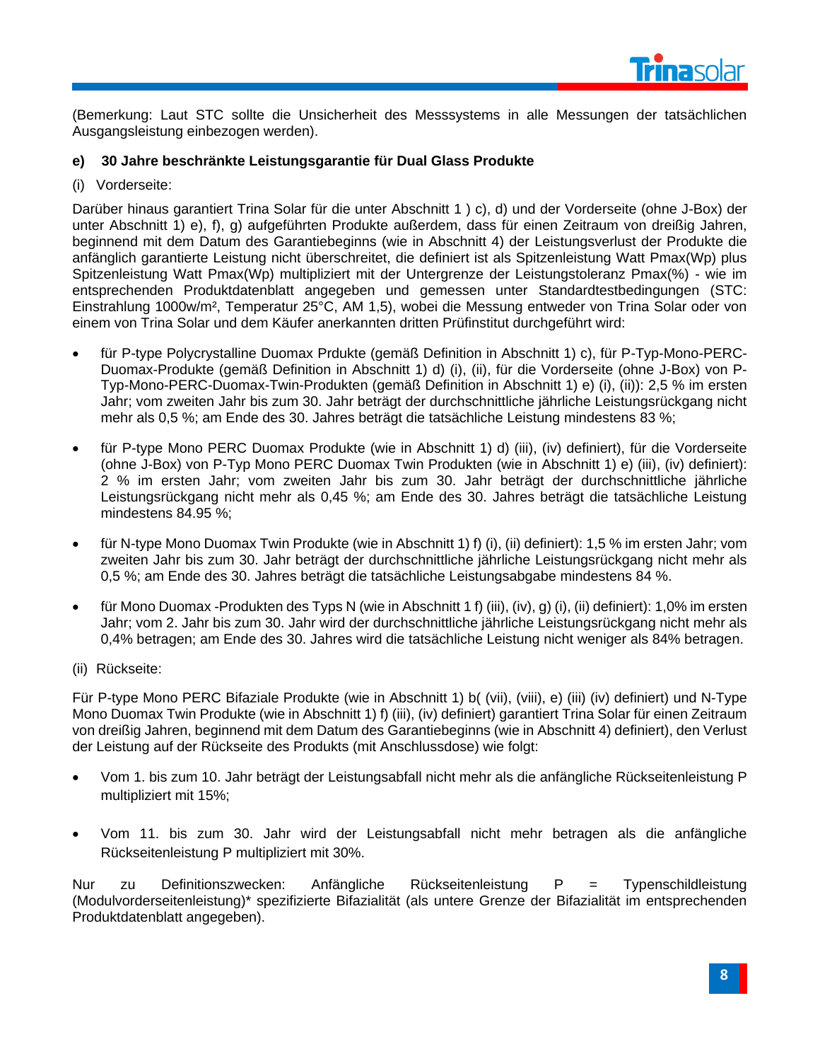(Bemerkung: Laut STC sollte die Unsicherheit des Messsystems in alle Messungen der tatsächlichen Ausgangsleistung einbezogen werden).

**e) 30 Jahre beschränkte Leistungsgarantie für Dual Glass Produkte**

(i) Vorderseite:

Darüber hinaus garantiert Trina Solar für die unter Abschnitt 1 ) c), d) und der Vorderseite (ohne J-Box) der unter Abschnitt 1) e), f), g) aufgeführten Produkte außerdem, dass für einen Zeitraum von dreißig Jahren, beginnend mit dem Datum des Garantiebeginns (wie in Abschnitt 4) der Leistungsverlust der Produkte die anfänglich garantierte Leistung nicht überschreitet, die definiert ist als Spitzenleistung Watt Pmax(Wp) plus Spitzenleistung Watt Pmax(Wp) multipliziert mit der Untergrenze der Leistungstoleranz Pmax(%) - wie im entsprechenden Produktdatenblatt angegeben und gemessen unter Standardtestbedingungen (STC: Einstrahlung 1000w/m², Temperatur 25°C, AM 1,5), wobei die Messung entweder von Trina Solar oder von einem von Trina Solar und dem Käufer anerkannten dritten Prüfinstitut durchgeführt wird:

- für P-type Polycrystalline Duomax Prdukte (gemäß Definition in Abschnitt 1) c), für P-Typ-Mono-PERC-Duomax-Produkte (gemäß Definition in Abschnitt 1) d) (i), (ii), für die Vorderseite (ohne J-Box) von P-Typ-Mono-PERC-Duomax-Twin-Produkten (gemäß Definition in Abschnitt 1) e) (i), (ii)): 2,5 % im ersten Jahr; vom zweiten Jahr bis zum 30. Jahr beträgt der durchschnittliche jährliche Leistungsrückgang nicht mehr als 0,5 %; am Ende des 30. Jahres beträgt die tatsächliche Leistung mindestens 83 %;

- für P-type Mono PERC Duomax Produkte (wie in Abschnitt 1) d) (iii), (iv) definiert), für die Vorderseite (ohne J-Box) von P-Typ Mono PERC Duomax Twin Produkten (wie in Abschnitt 1) e) (iii), (iv) definiert): 2 % im ersten Jahr; vom zweiten Jahr bis zum 30. Jahr beträgt der durchschnittliche jährliche Leistungsrückgang nicht mehr als 0,45 %; am Ende des 30. Jahres beträgt die tatsächliche Leistung mindestens 84.95 %;

- für N-type Mono Duomax Twin Produkte (wie in Abschnitt 1) f) (i), (ii) definiert): 1,5 % im ersten Jahr; vom zweiten Jahr bis zum 30. Jahr beträgt der durchschnittliche jährliche Leistungsrückgang nicht mehr als 0,5 %; am Ende des 30. Jahres beträgt die tatsächliche Leistungsabgabe mindestens 84 %.

- für Mono Duomax -Produkten des Typs N (wie in Abschnitt 1 f) (iii), (iv), g) (i), (ii) definiert): 1,0% im ersten Jahr; vom 2. Jahr bis zum 30. Jahr wird der durchschnittliche jährliche Leistungsrückgang nicht mehr als 0,4% betragen; am Ende des 30. Jahres wird die tatsächliche Leistung nicht weniger als 84% betragen.

(ii) Rückseite:

Für P-type Mono PERC Bifaziale Produkte (wie in Abschnitt 1) b( (vii), (viii), e) (iii) (iv) definiert) und N-Type Mono Duomax Twin Produkte (wie in Abschnitt 1) f) (iii), (iv) definiert) garantiert Trina Solar für einen Zeitraum von dreißig Jahren, beginnend mit dem Datum des Garantiebeginns (wie in Abschnitt 4) definiert), den Verlust der Leistung auf der Rückseite des Produkts (mit Anschlussdose) wie folgt:

- Vom 1. bis zum 10. Jahr beträgt der Leistungsabfall nicht mehr als die anfängliche Rückseitenleistung P multipliziert mit 15%;

- Vom 11. bis zum 30. Jahr wird der Leistungsabfall nicht mehr betragen als die anfängliche Rückseitenleistung P multipliziert mit 30%.

Nur zu Definitionszwecken: Anfängliche Rückseitenleistung P = Typenschildleistung (Modulvorderseitenleistung)* spezifizierte Bifazialität (als untere Grenze der Bifazialität im entsprechenden Produktdatenblatt angegeben).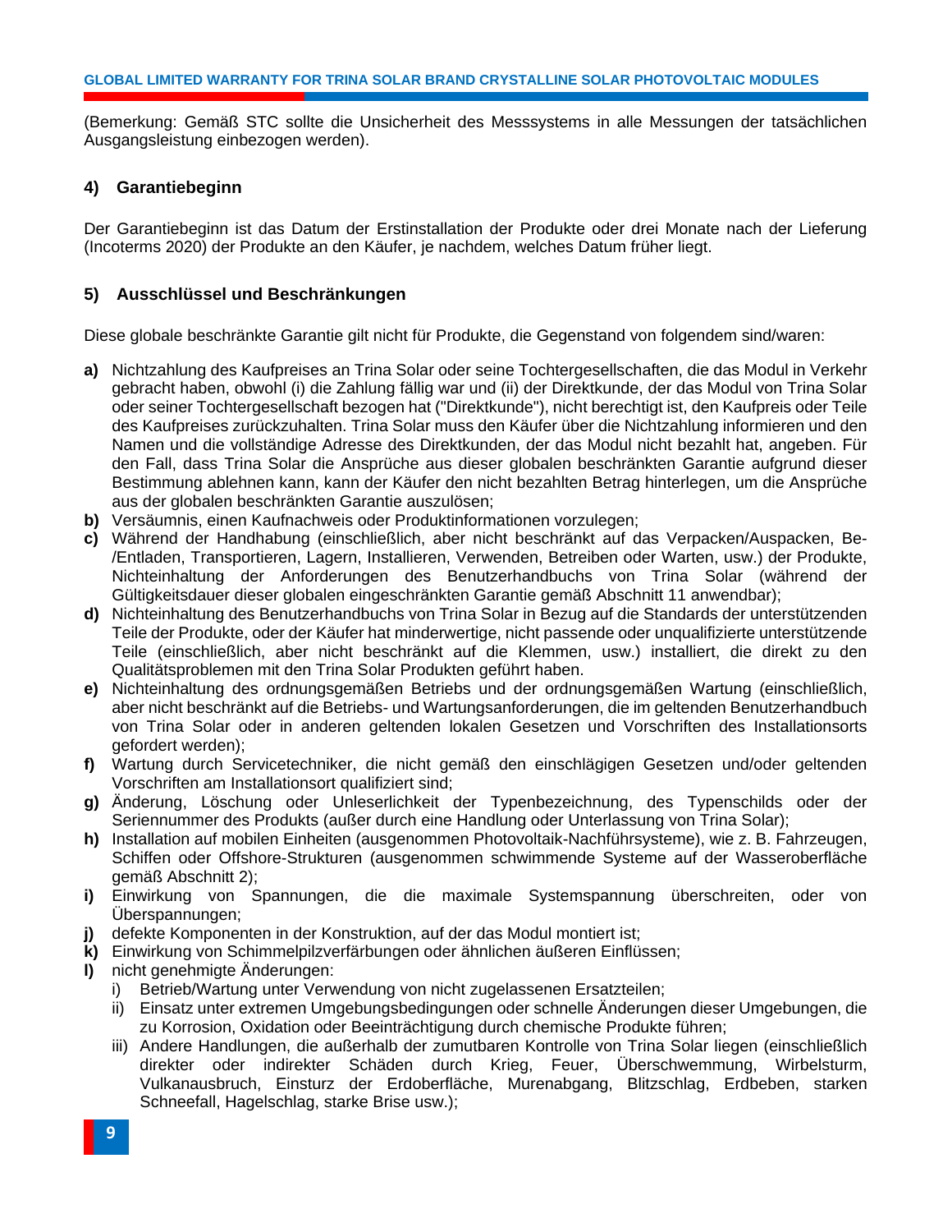(Bemerkung: Gemäß STC sollte die Unsicherheit des Messsystems in alle Messungen der tatsächlichen Ausgangsleistung einbezogen werden).

## 4) Garantiebeginn

Der Garantiebeginn ist das Datum der Erstinstallation der Produkte oder drei Monate nach der Lieferung (Incoterms 2020) der Produkte an den Käufer, je nachdem, welches Datum früher liegt.

## 5) Ausschlüssel und Beschränkungen

Diese globale beschränkte Garantie gilt nicht für Produkte, die Gegenstand von folgendem sind/waren:

**a)** Nichtzahlung des Kaufpreises an Trina Solar oder seine Tochtergesellschaften, die das Modul in Verkehr gebracht haben, obwohl (i) die Zahlung fällig war und (ii) der Direktkunde, der das Modul von Trina Solar oder seiner Tochtergesellschaft bezogen hat ("Direktkunde"), nicht berechtigt ist, den Kaufpreis oder Teile des Kaufpreises zurückzuhalten. Trina Solar muss den Käufer über die Nichtzahlung informieren und den Namen und die vollständige Adresse des Direktkunden, der das Modul nicht bezahlt hat, angeben. Für den Fall, dass Trina Solar die Ansprüche aus dieser globalen beschränkten Garantie aufgrund dieser Bestimmung ablehnen kann, kann der Käufer den nicht bezahlten Betrag hinterlegen, um die Ansprüche aus der globalen beschränkten Garantie auszulösen;

**b)** Versäumnis, einen Kaufnachweis oder Produktinformationen vorzulegen;

**c)** Während der Handhabung (einschließlich, aber nicht beschränkt auf das Verpacken/Auspacken, Be-/Entladen, Transportieren, Lagern, Installieren, Verwenden, Betreiben oder Warten, usw.) der Produkte, Nichteinhaltung der Anforderungen des Benutzerhandbuchs von Trina Solar (während der Gültigkeitsdauer dieser globalen eingeschränkten Garantie gemäß Abschnitt 11 anwendbar);

**d)** Nichteinhaltung des Benutzerhandbuchs von Trina Solar in Bezug auf die Standards der unterstützenden Teile der Produkte, oder der Käufer hat minderwertige, nicht passende oder unqualifizierte unterstützende Teile (einschließlich, aber nicht beschränkt auf die Klemmen, usw.) installiert, die direkt zu den Qualitätsproblemen mit den Trina Solar Produkten geführt haben.

**e)** Nichteinhaltung des ordnungsgemäßen Betriebs und der ordnungsgemäßen Wartung (einschließlich, aber nicht beschränkt auf die Betriebs- und Wartungsanforderungen, die im geltenden Benutzerhandbuch von Trina Solar oder in anderen geltenden lokalen Gesetzen und Vorschriften des Installationsorts gefordert werden);

**f)** Wartung durch Servicetechniker, die nicht gemäß den einschlägigen Gesetzen und/oder geltenden Vorschriften am Installationsort qualifiziert sind;

**g)** Änderung, Löschung oder Unleserlichkeit der Typenbezeichnung, des Typenschilds oder der Seriennummer des Produkts (außer durch eine Handlung oder Unterlassung von Trina Solar);

**h)** Installation auf mobilen Einheiten (ausgenommen Photovoltaik-Nachführsysteme), wie z. B. Fahrzeugen, Schiffen oder Offshore-Strukturen (ausgenommen schwimmende Systeme auf der Wasseroberfläche gemäß Abschnitt 2);

**i)** Einwirkung von Spannungen, die die maximale Systemspannung überschreiten, oder von Überspannungen;

**j)** defekte Komponenten in der Konstruktion, auf der das Modul montiert ist;

**k)** Einwirkung von Schimmelpilzverfärbungen oder ähnlichen äußeren Einflüssen;

**l)** nicht genehmigte Änderungen:

   i) Betrieb/Wartung unter Verwendung von nicht zugelassenen Ersatzteilen;

   ii) Einsatz unter extremen Umgebungsbedingungen oder schnelle Änderungen dieser Umgebungen, die zu Korrosion, Oxidation oder Beeinträchtigung durch chemische Produkte führen;

   iii) Andere Handlungen, die außerhalb der zumutbaren Kontrolle von Trina Solar liegen (einschließlich direkter oder indirekter Schäden durch Krieg, Feuer, Überschwemmung, Wirbelsturm, Vulkanausbruch, Einsturz der Erdoberfläche, Murenabgang, Blitzschlag, Erdbeben, starken Schneefall, Hagelschlag, starke Brise usw.);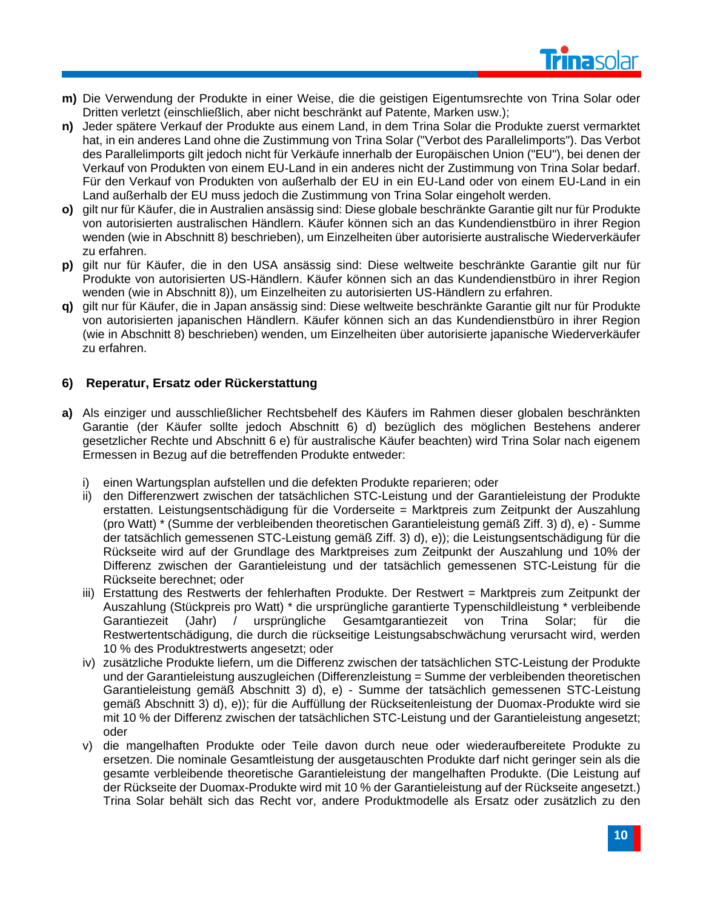**m)** Die Verwendung der Produkte in einer Weise, die die geistigen Eigentumsrechte von Trina Solar oder Dritten verletzt (einschließlich, aber nicht beschränkt auf Patente, Marken usw.);

**n)** Jeder spätere Verkauf der Produkte aus einem Land, in dem Trina Solar die Produkte zuerst vermarktet hat, in ein anderes Land ohne die Zustimmung von Trina Solar ("Verbot des Parallelimports"). Das Verbot des Parallelimports gilt jedoch nicht für Verkäufe innerhalb der Europäischen Union ("EU"), bei denen der Verkauf von Produkten von einem EU-Land in ein anderes nicht der Zustimmung von Trina Solar bedarf. Für den Verkauf von Produkten von außerhalb der EU in ein EU-Land oder von einem EU-Land in ein Land außerhalb der EU muss jedoch die Zustimmung von Trina Solar eingeholt werden.

**o)** gilt nur für Käufer, die in Australien ansässig sind: Diese globale beschränkte Garantie gilt nur für Produkte von autorisierten australischen Händlern. Käufer können sich an das Kundendienstbüro in ihrer Region wenden (wie in Abschnitt 8) beschrieben), um Einzelheiten über autorisierte australische Wiederverkäufer zu erfahren.

**p)** gilt nur für Käufer, die in den USA ansässig sind: Diese weltweite beschränkte Garantie gilt nur für Produkte von autorisierten US-Händlern. Käufer können sich an das Kundendienstbüro in ihrer Region wenden (wie in Abschnitt 8)), um Einzelheiten zu autorisierten US-Händlern zu erfahren.

**q)** gilt nur für Käufer, die in Japan ansässig sind: Diese weltweite beschränkte Garantie gilt nur für Produkte von autorisierten japanischen Händlern. Käufer können sich an das Kundendienstbüro in ihrer Region (wie in Abschnitt 8) beschrieben) wenden, um Einzelheiten über autorisierte japanische Wiederverkäufer zu erfahren.

## 6) Reperatur, Ersatz oder Rückerstattung

**a)** Als einziger und ausschließlicher Rechtsbehelf des Käufers im Rahmen dieser globalen beschränkten Garantie (der Käufer sollte jedoch Abschnitt 6) d) bezüglich des möglichen Bestehens anderer gesetzlicher Rechte und Abschnitt 6 e) für australische Käufer beachten) wird Trina Solar nach eigenem Ermessen in Bezug auf die betreffenden Produkte entweder:

i) einen Wartungsplan aufstellen und die defekten Produkte reparieren; oder

ii) den Differenzwert zwischen der tatsächlichen STC-Leistung und der Garantieleistung der Produkte erstatten. Leistungsentschädigung für die Vorderseite = Marktpreis zum Zeitpunkt der Auszahlung (pro Watt) * (Summe der verbleibenden theoretischen Garantieleistung gemäß Ziff. 3) d), e) - Summe der tatsächlich gemessenen STC-Leistung gemäß Ziff. 3) d), e)); die Leistungsentschädigung für die Rückseite wird auf der Grundlage des Marktpreises zum Zeitpunkt der Auszahlung und 10% der Differenz zwischen der Garantieleistung und der tatsächlich gemessenen STC-Leistung für die Rückseite berechnet; oder

iii) Erstattung des Restwerts der fehlerhaften Produkte. Der Restwert = Marktpreis zum Zeitpunkt der Auszahlung (Stückpreis pro Watt) * die ursprüngliche garantierte Typenschildleistung * verbleibende Garantiezeit (Jahr) / ursprüngliche Gesamtgarantiezeit von Trina Solar; für die Restwertentschädigung, die durch die rückseitige Leistungsabschwächung verursacht wird, werden 10 % des Produktrestwerts angesetzt; oder

iv) zusätzliche Produkte liefern, um die Differenz zwischen der tatsächlichen STC-Leistung der Produkte und der Garantieleistung auszugleichen (Differenzleistung = Summe der verbleibenden theoretischen Garantieleistung gemäß Abschnitt 3) d), e) - Summe der tatsächlich gemessenen STC-Leistung gemäß Abschnitt 3) d), e)); für die Auffüllung der Rückseitenleistung der Duomax-Produkte wird sie mit 10 % der Differenz zwischen der tatsächlichen STC-Leistung und der Garantieleistung angesetzt; oder

v) die mangelhaften Produkte oder Teile davon durch neue oder wiederaufbereitete Produkte zu ersetzen. Die nominale Gesamtleistung der ausgetauschten Produkte darf nicht geringer sein als die gesamte verbleibende theoretische Garantieleistung der mangelhaften Produkte. (Die Leistung auf der Rückseite der Duomax-Produkte wird mit 10 % der Garantieleistung auf der Rückseite angesetzt.) Trina Solar behält sich das Recht vor, andere Produktmodelle als Ersatz oder zusätzlich zu den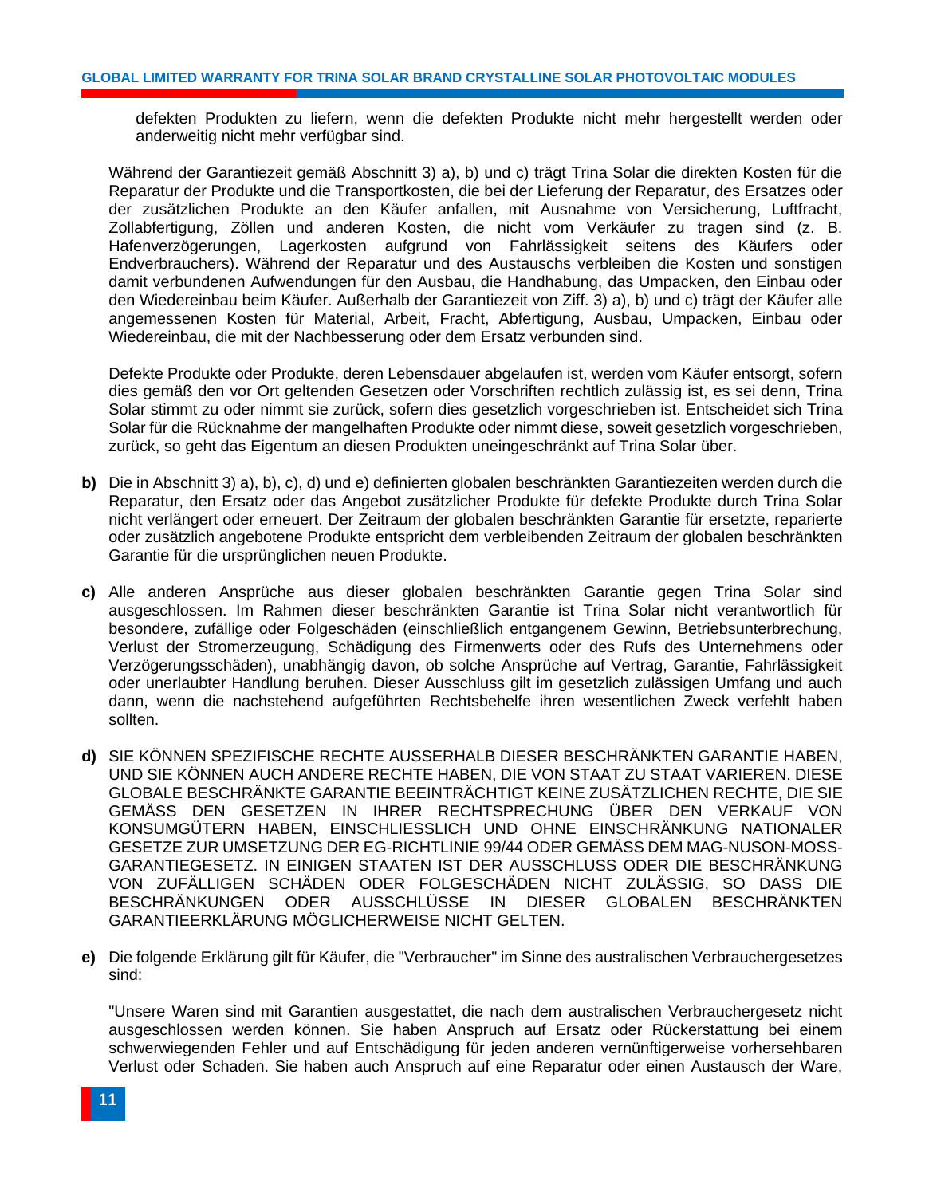defekten Produkten zu liefern, wenn die defekten Produkte nicht mehr hergestellt werden oder anderweitig nicht mehr verfügbar sind.

Während der Garantiezeit gemäß Abschnitt 3) a), b) und c) trägt Trina Solar die direkten Kosten für die Reparatur der Produkte und die Transportkosten, die bei der Lieferung der Reparatur, des Ersatzes oder der zusätzlichen Produkte an den Käufer anfallen, mit Ausnahme von Versicherung, Luftfracht, Zollabfertigung, Zöllen und anderen Kosten, die nicht vom Verkäufer zu tragen sind (z. B. Hafenverzögerungen, Lagerkosten aufgrund von Fahrlässigkeit seitens des Käufers oder Endverbrauchers). Während der Reparatur und des Austauschs verbleiben die Kosten und sonstigen damit verbundenen Aufwendungen für den Ausbau, die Handhabung, das Umpacken, den Einbau oder den Wiedereinbau beim Käufer. Außerhalb der Garantiezeit von Ziff. 3) a), b) und c) trägt der Käufer alle angemessenen Kosten für Material, Arbeit, Fracht, Abfertigung, Ausbau, Umpacken, Einbau oder Wiedereinbau, die mit der Nachbesserung oder dem Ersatz verbunden sind.

Defekte Produkte oder Produkte, deren Lebensdauer abgelaufen ist, werden vom Käufer entsorgt, sofern dies gemäß den vor Ort geltenden Gesetzen oder Vorschriften rechtlich zulässig ist, es sei denn, Trina Solar stimmt zu oder nimmt sie zurück, sofern dies gesetzlich vorgeschrieben ist. Entscheidet sich Trina Solar für die Rücknahme der mangelhaften Produkte oder nimmt diese, soweit gesetzlich vorgeschrieben, zurück, so geht das Eigentum an diesen Produkten uneingeschränkt auf Trina Solar über.

**b)** Die in Abschnitt 3) a), b), c), d) und e) definierten globalen beschränkten Garantiezeiten werden durch die Reparatur, den Ersatz oder das Angebot zusätzlicher Produkte für defekte Produkte durch Trina Solar nicht verlängert oder erneuert. Der Zeitraum der globalen beschränkten Garantie für ersetzte, reparierte oder zusätzlich angebotene Produkte entspricht dem verbleibenden Zeitraum der globalen beschränkten Garantie für die ursprünglichen neuen Produkte.

**c)** Alle anderen Ansprüche aus dieser globalen beschränkten Garantie gegen Trina Solar sind ausgeschlossen. Im Rahmen dieser beschränkten Garantie ist Trina Solar nicht verantwortlich für besondere, zufällige oder Folgeschäden (einschließlich entgangenem Gewinn, Betriebsunterbrechung, Verlust der Stromerzeugung, Schädigung des Firmenwerts oder des Rufs des Unternehmens oder Verzögerungsschäden), unabhängig davon, ob solche Ansprüche auf Vertrag, Garantie, Fahrlässigkeit oder unerlaubter Handlung beruhen. Dieser Ausschluss gilt im gesetzlich zulässigen Umfang und auch dann, wenn die nachstehend aufgeführten Rechtsbehelfe ihren wesentlichen Zweck verfehlt haben sollten.

**d)** SIE KÖNNEN SPEZIFISCHE RECHTE AUSSERHALB DIESER BESCHRÄNKTEN GARANTIE HABEN, UND SIE KÖNNEN AUCH ANDERE RECHTE HABEN, DIE VON STAAT ZU STAAT VARIEREN. DIESE GLOBALE BESCHRÄNKTE GARANTIE BEEINTRÄCHTIGT KEINE ZUSÄTZLICHEN RECHTE, DIE SIE GEMÄSS DEN GESETZEN IN IHRER RECHTSPRECHUNG ÜBER DEN VERKAUF VON KONSUMGÜTERN HABEN, EINSCHLIESSLICH UND OHNE EINSCHRÄNKUNG NATIONALER GESETZE ZUR UMSETZUNG DER EG-RICHTLINIE 99/44 ODER GEMÄSS DEM MAG-NUSON-MOSS-GARANTIEGESETZ. IN EINIGEN STAATEN IST DER AUSSCHLUSS ODER DIE BESCHRÄNKUNG VON ZUFÄLLIGEN SCHÄDEN ODER FOLGESCHÄDEN NICHT ZULÄSSIG, SO DASS DIE BESCHRÄNKUNGEN ODER AUSSCHLÜSSE IN DIESER GLOBALEN BESCHRÄNKTEN GARANTIEERKLÄRUNG MÖGLICHERWEISE NICHT GELTEN.

**e)** Die folgende Erklärung gilt für Käufer, die "Verbraucher" im Sinne des australischen Verbrauchergesetzes sind:

"Unsere Waren sind mit Garantien ausgestattet, die nach dem australischen Verbrauchergesetz nicht ausgeschlossen werden können. Sie haben Anspruch auf Ersatz oder Rückerstattung bei einem schwerwiegenden Fehler und auf Entschädigung für jeden anderen vernünftigerweise vorhersehbaren Verlust oder Schaden. Sie haben auch Anspruch auf eine Reparatur oder einen Austausch der Ware,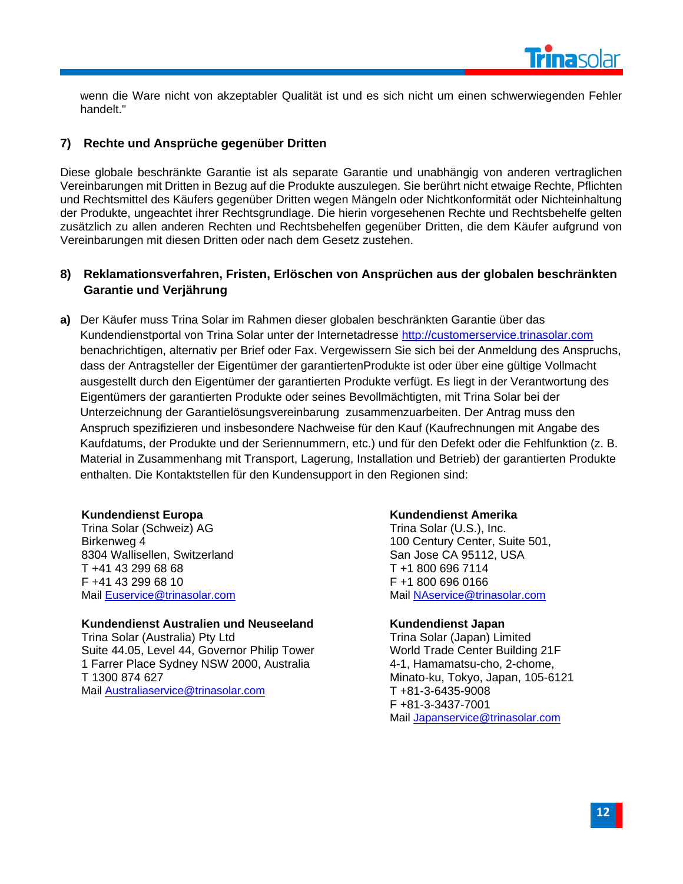wenn die Ware nicht von akzeptabler Qualität ist und es sich nicht um einen schwerwiegenden Fehler handelt."

## 7) Rechte und Ansprüche gegenüber Dritten

Diese globale beschränkte Garantie ist als separate Garantie und unabhängig von anderen vertraglichen Vereinbarungen mit Dritten in Bezug auf die Produkte auszulegen. Sie berührt nicht etwaige Rechte, Pflichten und Rechtsmittel des Käufers gegenüber Dritten wegen Mängeln oder Nichtkonformität oder Nichteinhaltung der Produkte, ungeachtet ihrer Rechtsgrundlage. Die hierin vorgesehenen Rechte und Rechtsbehelfe gelten zusätzlich zu allen anderen Rechten und Rechtsbehelfen gegenüber Dritten, die dem Käufer aufgrund von Vereinbarungen mit diesen Dritten oder nach dem Gesetz zustehen.

## 8) Reklamationsverfahren, Fristen, Erlöschen von Ansprüchen aus der globalen beschränkten Garantie und Verjährung

**a)** Der Käufer muss Trina Solar im Rahmen dieser globalen beschränkten Garantie über das Kundendienstportal von Trina Solar unter der Internetadresse http://customerservice.trinasolar.com benachrichtigen, alternativ per Brief oder Fax. Vergewissern Sie sich bei der Anmeldung des Anspruchs, dass der Antragsteller der Eigentümer der garantiertenProdukte ist oder über eine gültige Vollmacht ausgestellt durch den Eigentümer der garantierten Produkte verfügt. Es liegt in der Verantwortung des Eigentümers der garantierten Produkte oder seines Bevollmächtigten, mit Trina Solar bei der Unterzeichnung der Garantielösungsvereinbarung zusammenzuarbeiten. Der Antrag muss den Anspruch spezifizieren und insbesondere Nachweise für den Kauf (Kaufrechnungen mit Angabe des Kaufdatums, der Produkte und der Seriennummern, etc.) und für den Defekt oder die Fehlfunktion (z. B. Material in Zusammenhang mit Transport, Lagerung, Installation und Betrieb) der garantierten Produkte enthalten. Die Kontaktstellen für den Kundensupport in den Regionen sind:

**Kundendienst Europa**
Trina Solar (Schweiz) AG
Birkenweg 4
8304 Wallisellen, Switzerland
T +41 43 299 68 68
F +41 43 299 68 10
Mail Euservice@trinasolar.com

**Kundendienst Australien und Neuseeland**
Trina Solar (Australia) Pty Ltd
Suite 44.05, Level 44, Governor Philip Tower
1 Farrer Place Sydney NSW 2000, Australia
T 1300 874 627
Mail Australiaservice@trinasolar.com

**Kundendienst Amerika**
Trina Solar (U.S.), Inc.
100 Century Center, Suite 501,
San Jose CA 95112, USA
T +1 800 696 7114
F +1 800 696 0166
Mail NAservice@trinasolar.com

**Kundendienst Japan**
Trina Solar (Japan) Limited
World Trade Center Building 21F
4-1, Hamamatsu-cho, 2-chome,
Minato-ku, Tokyo, Japan, 105-6121
T +81-3-6435-9008
F +81-3-3437-7001
Mail Japanservice@trinasolar.com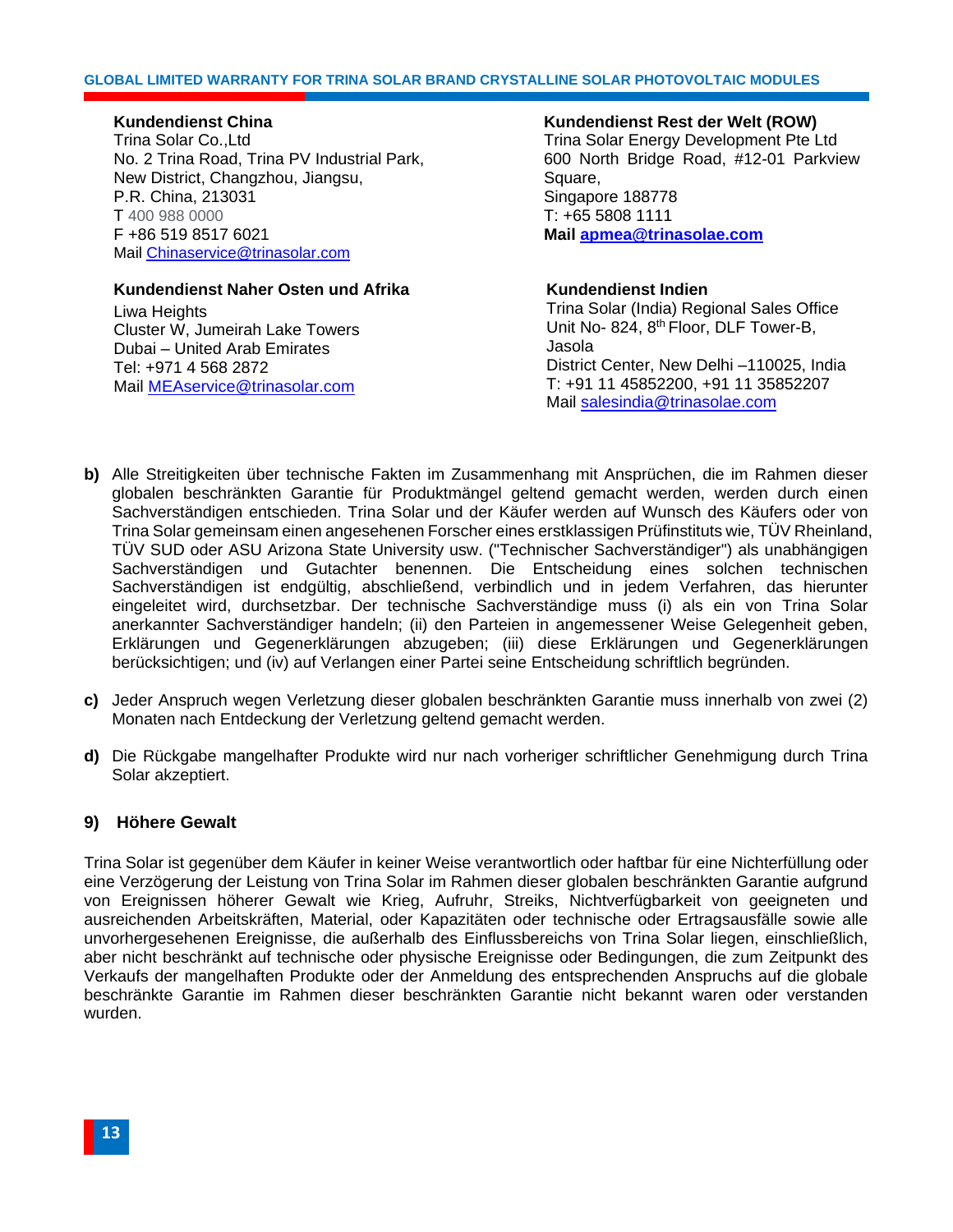**Kundendienst China**
Trina Solar Co.,Ltd
No. 2 Trina Road, Trina PV Industrial Park,
New District, Changzhou, Jiangsu,
P.R. China, 213031
T 400 988 0000
F +86 519 8517 6021
Mail Chinaservice@trinasolar.com

**Kundendienst Rest der Welt (ROW)**
Trina Solar Energy Development Pte Ltd
600 North Bridge Road, #12-01 Parkview Square,
Singapore 188778
T: +65 5808 1111
**Mail apmea@trinasolae.com**

**Kundendienst Naher Osten und Afrika**
Liwa Heights
Cluster W, Jumeirah Lake Towers
Dubai – United Arab Emirates
Tel: +971 4 568 2872
Mail MEAservice@trinasolar.com

**Kundendienst Indien**
Trina Solar (India) Regional Sales Office
Unit No- 824, 8th Floor, DLF Tower-B, Jasola
District Center, New Delhi –110025, India
T: +91 11 45852200, +91 11 35852207
Mail salesindia@trinasolae.com

**b)** Alle Streitigkeiten über technische Fakten im Zusammenhang mit Ansprüchen, die im Rahmen dieser globalen beschränkten Garantie für Produktmängel geltend gemacht werden, werden durch einen Sachverständigen entschieden. Trina Solar und der Käufer werden auf Wunsch des Käufers oder von Trina Solar gemeinsam einen angesehenen Forscher eines erstklassigen Prüfinstituts wie, TÜV Rheinland, TÜV SUD oder ASU Arizona State University usw. ("Technischer Sachverständiger") als unabhängigen Sachverständigen und Gutachter benennen. Die Entscheidung eines solchen technischen Sachverständigen ist endgültig, abschließend, verbindlich und in jedem Verfahren, das hierunter eingeleitet wird, durchsetzbar. Der technische Sachverständige muss (i) als ein von Trina Solar anerkannter Sachverständiger handeln; (ii) den Parteien in angemessener Weise Gelegenheit geben, Erklärungen und Gegenerklärungen abzugeben; (iii) diese Erklärungen und Gegenerklärungen berücksichtigen; und (iv) auf Verlangen einer Partei seine Entscheidung schriftlich begründen.

**c)** Jeder Anspruch wegen Verletzung dieser globalen beschränkten Garantie muss innerhalb von zwei (2) Monaten nach Entdeckung der Verletzung geltend gemacht werden.

**d)** Die Rückgabe mangelhafter Produkte wird nur nach vorheriger schriftlicher Genehmigung durch Trina Solar akzeptiert.

## 9) Höhere Gewalt

Trina Solar ist gegenüber dem Käufer in keiner Weise verantwortlich oder haftbar für eine Nichterfüllung oder eine Verzögerung der Leistung von Trina Solar im Rahmen dieser globalen beschränkten Garantie aufgrund von Ereignissen höherer Gewalt wie Krieg, Aufruhr, Streiks, Nichtverfügbarkeit von geeigneten und ausreichenden Arbeitskräften, Material, oder Kapazitäten oder technische oder Ertragsausfälle sowie alle unvorhergesehenen Ereignisse, die außerhalb des Einflussbereichs von Trina Solar liegen, einschließlich, aber nicht beschränkt auf technische oder physische Ereignisse oder Bedingungen, die zum Zeitpunkt des Verkaufs der mangelhaften Produkte oder der Anmeldung des entsprechenden Anspruchs auf die globale beschränkte Garantie im Rahmen dieser beschränkten Garantie nicht bekannt waren oder verstanden wurden.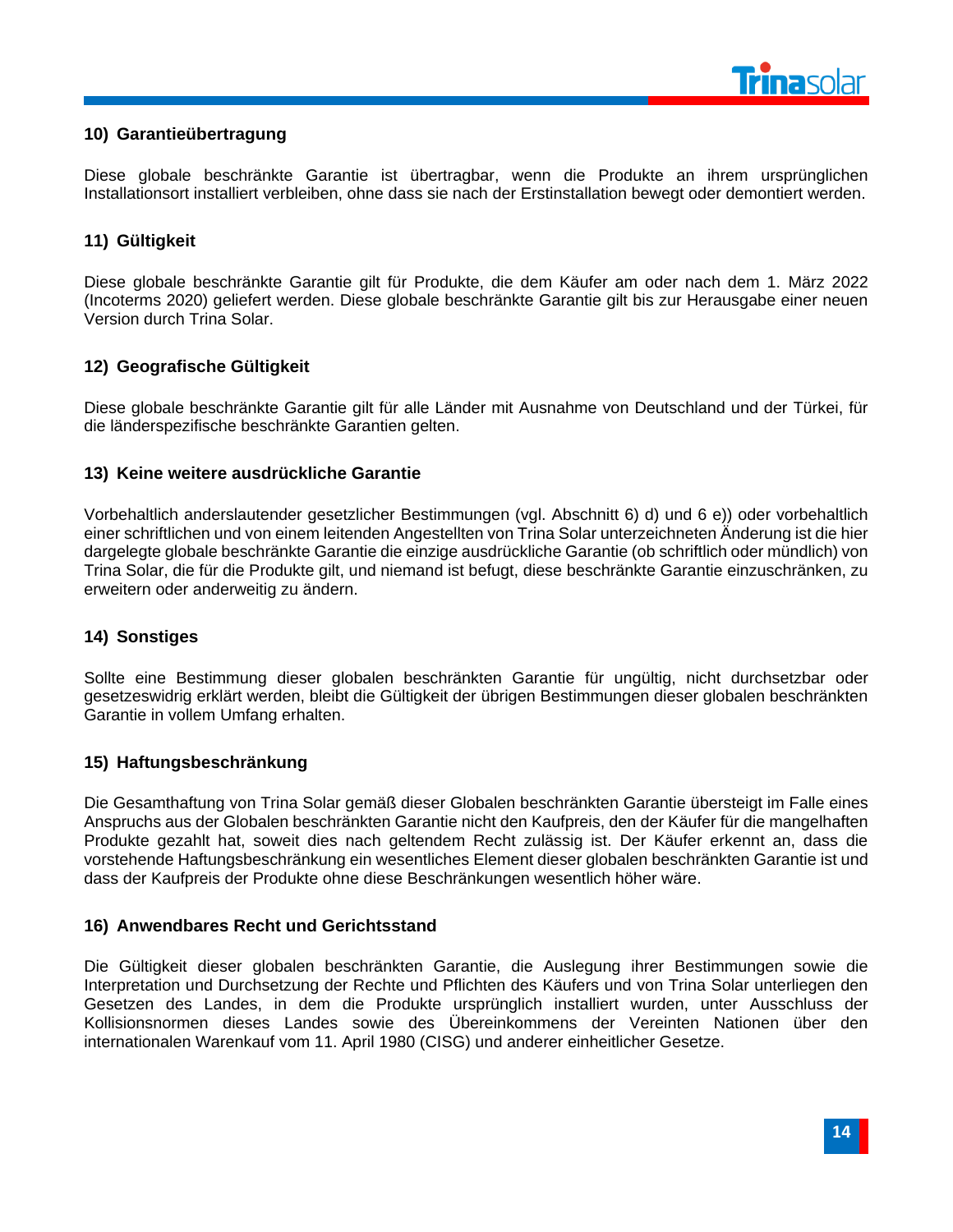## 10) Garantieübertragung

Diese globale beschränkte Garantie ist übertragbar, wenn die Produkte an ihrem ursprünglichen Installationsort installiert verbleiben, ohne dass sie nach der Erstinstallation bewegt oder demontiert werden.

## 11) Gültigkeit

Diese globale beschränkte Garantie gilt für Produkte, die dem Käufer am oder nach dem 1. März 2022 (Incoterms 2020) geliefert werden. Diese globale beschränkte Garantie gilt bis zur Herausgabe einer neuen Version durch Trina Solar.

## 12) Geografische Gültigkeit

Diese globale beschränkte Garantie gilt für alle Länder mit Ausnahme von Deutschland und der Türkei, für die länderspezifische beschränkte Garantien gelten.

## 13) Keine weitere ausdrückliche Garantie

Vorbehaltlich anderslautender gesetzlicher Bestimmungen (vgl. Abschnitt 6) d) und 6 e)) oder vorbehaltlich einer schriftlichen und von einem leitenden Angestellten von Trina Solar unterzeichneten Änderung ist die hier dargelegte globale beschränkte Garantie die einzige ausdrückliche Garantie (ob schriftlich oder mündlich) von Trina Solar, die für die Produkte gilt, und niemand ist befugt, diese beschränkte Garantie einzuschränken, zu erweitern oder anderweitig zu ändern.

## 14) Sonstiges

Sollte eine Bestimmung dieser globalen beschränkten Garantie für ungültig, nicht durchsetzbar oder gesetzeswidrig erklärt werden, bleibt die Gültigkeit der übrigen Bestimmungen dieser globalen beschränkten Garantie in vollem Umfang erhalten.

## 15) Haftungsbeschränkung

Die Gesamthaftung von Trina Solar gemäß dieser Globalen beschränkten Garantie übersteigt im Falle eines Anspruchs aus der Globalen beschränkten Garantie nicht den Kaufpreis, den der Käufer für die mangelhaften Produkte gezahlt hat, soweit dies nach geltendem Recht zulässig ist. Der Käufer erkennt an, dass die vorstehende Haftungsbeschränkung ein wesentliches Element dieser globalen beschränkten Garantie ist und dass der Kaufpreis der Produkte ohne diese Beschränkungen wesentlich höher wäre.

## 16) Anwendbares Recht und Gerichtsstand

Die Gültigkeit dieser globalen beschränkten Garantie, die Auslegung ihrer Bestimmungen sowie die Interpretation und Durchsetzung der Rechte und Pflichten des Käufers und von Trina Solar unterliegen den Gesetzen des Landes, in dem die Produkte ursprünglich installiert wurden, unter Ausschluss der Kollisionsnormen dieses Landes sowie des Übereinkommens der Vereinten Nationen über den internationalen Warenkauf vom 11. April 1980 (CISG) und anderer einheitlicher Gesetze.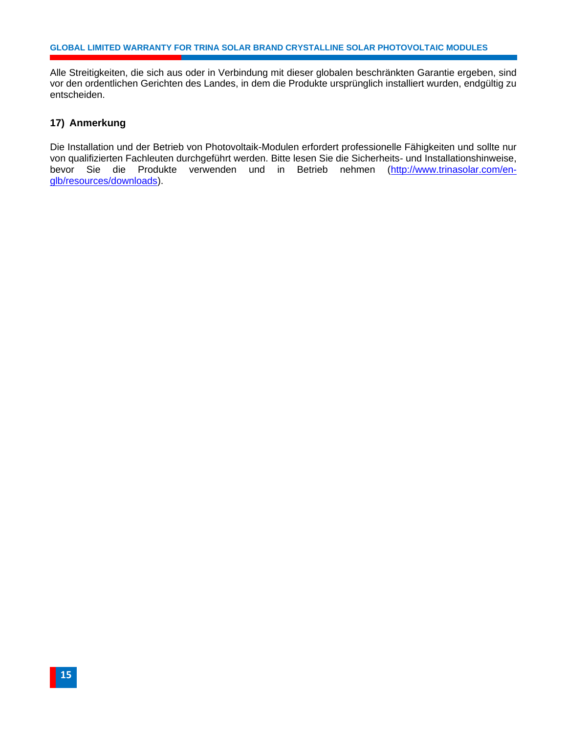Alle Streitigkeiten, die sich aus oder in Verbindung mit dieser globalen beschränkten Garantie ergeben, sind vor den ordentlichen Gerichten des Landes, in dem die Produkte ursprünglich installiert wurden, endgültig zu entscheiden.

## 17) Anmerkung

Die Installation und der Betrieb von Photovoltaik-Modulen erfordert professionelle Fähigkeiten und sollte nur von qualifizierten Fachleuten durchgeführt werden. Bitte lesen Sie die Sicherheits- und Installationshinweise, bevor Sie die Produkte verwenden und in Betrieb nehmen ([http://www.trinasolar.com/en-glb/resources/downloads](http://www.trinasolar.com/en-glb/resources/downloads)).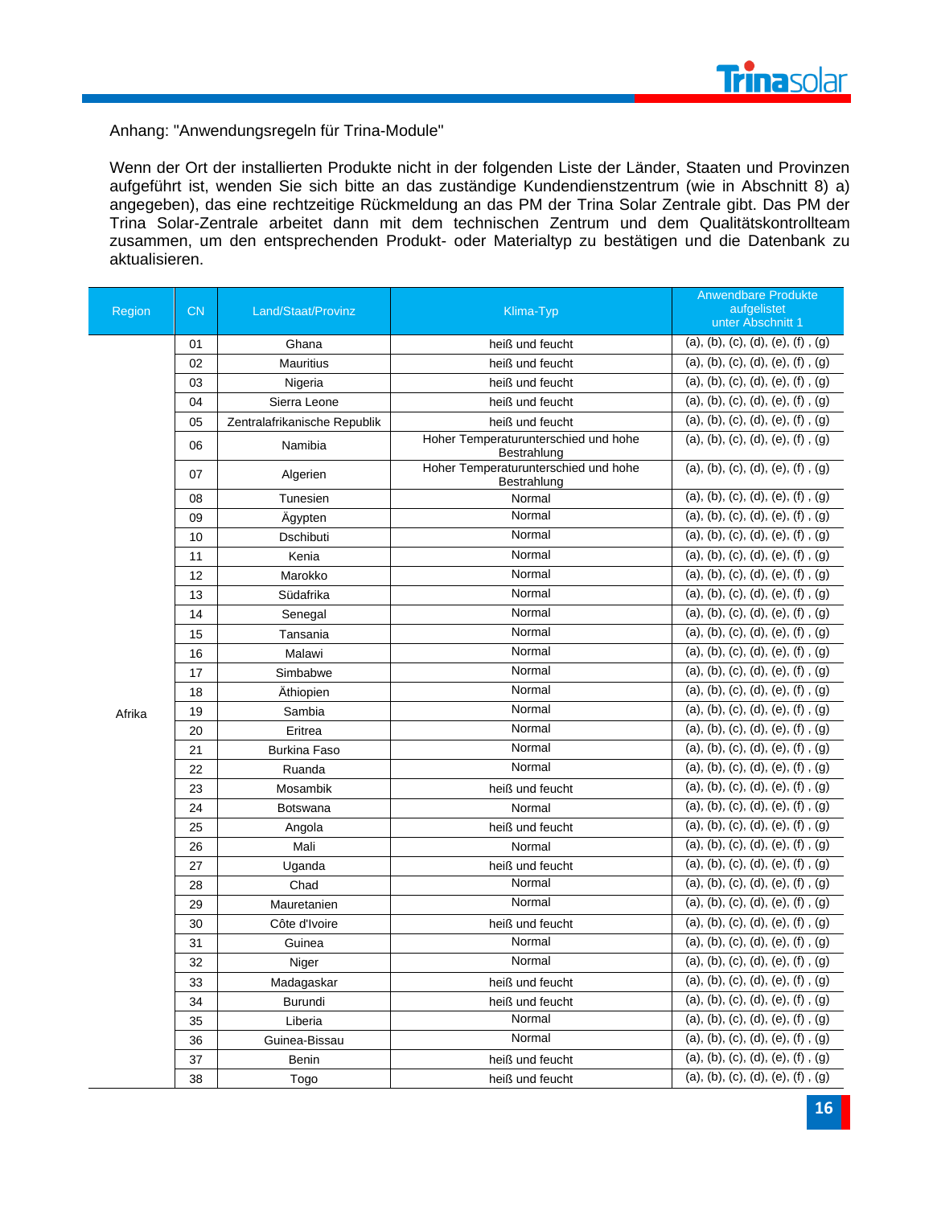Anhang: "Anwendungsregeln für Trina-Module"

Wenn der Ort der installierten Produkte nicht in der folgenden Liste der Länder, Staaten und Provinzen aufgeführt ist, wenden Sie sich bitte an das zuständige Kundendienstzentrum (wie in Abschnitt 8) a) angegeben), das eine rechtzeitige Rückmeldung an das PM der Trina Solar Zentrale gibt. Das PM der Trina Solar-Zentrale arbeitet dann mit dem technischen Zentrum und dem Qualitätskontrollteam zusammen, um den entsprechenden Produkt- oder Materialtyp zu bestätigen und die Datenbank zu aktualisieren.

| Region | CN | Land/Staat/Provinz | Klima-Typ | Anwendbare Produkte aufgelistet unter Abschnitt 1 |
|---|---|---|---|---|
| Afrika | 01 | Ghana | heiß und feucht | (a), (b), (c), (d), (e), (f) , (g) |
| | 02 | Mauritius | heiß und feucht | (a), (b), (c), (d), (e), (f) , (g) |
| | 03 | Nigeria | heiß und feucht | (a), (b), (c), (d), (e), (f) , (g) |
| | 04 | Sierra Leone | heiß und feucht | (a), (b), (c), (d), (e), (f) , (g) |
| | 05 | Zentralafrikanische Republik | heiß und feucht | (a), (b), (c), (d), (e), (f) , (g) |
| | 06 | Namibia | Hoher Temperaturunterschied und hohe Bestrahlung | (a), (b), (c), (d), (e), (f) , (g) |
| | 07 | Algerien | Hoher Temperaturunterschied und hohe Bestrahlung | (a), (b), (c), (d), (e), (f) , (g) |
| | 08 | Tunesien | Normal | (a), (b), (c), (d), (e), (f) , (g) |
| | 09 | Ägypten | Normal | (a), (b), (c), (d), (e), (f) , (g) |
| | 10 | Dschibuti | Normal | (a), (b), (c), (d), (e), (f) , (g) |
| | 11 | Kenia | Normal | (a), (b), (c), (d), (e), (f) , (g) |
| | 12 | Marokko | Normal | (a), (b), (c), (d), (e), (f) , (g) |
| | 13 | Südafrika | Normal | (a), (b), (c), (d), (e), (f) , (g) |
| | 14 | Senegal | Normal | (a), (b), (c), (d), (e), (f) , (g) |
| | 15 | Tansania | Normal | (a), (b), (c), (d), (e), (f) , (g) |
| | 16 | Malawi | Normal | (a), (b), (c), (d), (e), (f) , (g) |
| | 17 | Simbabwe | Normal | (a), (b), (c), (d), (e), (f) , (g) |
| | 18 | Äthiopien | Normal | (a), (b), (c), (d), (e), (f) , (g) |
| | 19 | Sambia | Normal | (a), (b), (c), (d), (e), (f) , (g) |
| | 20 | Eritrea | Normal | (a), (b), (c), (d), (e), (f) , (g) |
| | 21 | Burkina Faso | Normal | (a), (b), (c), (d), (e), (f) , (g) |
| | 22 | Ruanda | Normal | (a), (b), (c), (d), (e), (f) , (g) |
| | 23 | Mosambik | heiß und feucht | (a), (b), (c), (d), (e), (f) , (g) |
| | 24 | Botswana | Normal | (a), (b), (c), (d), (e), (f) , (g) |
| | 25 | Angola | heiß und feucht | (a), (b), (c), (d), (e), (f) , (g) |
| | 26 | Mali | Normal | (a), (b), (c), (d), (e), (f) , (g) |
| | 27 | Uganda | heiß und feucht | (a), (b), (c), (d), (e), (f) , (g) |
| | 28 | Chad | Normal | (a), (b), (c), (d), (e), (f) , (g) |
| | 29 | Mauretanien | Normal | (a), (b), (c), (d), (e), (f) , (g) |
| | 30 | Côte d'Ivoire | heiß und feucht | (a), (b), (c), (d), (e), (f) , (g) |
| | 31 | Guinea | Normal | (a), (b), (c), (d), (e), (f) , (g) |
| | 32 | Niger | Normal | (a), (b), (c), (d), (e), (f) , (g) |
| | 33 | Madagaskar | heiß und feucht | (a), (b), (c), (d), (e), (f) , (g) |
| | 34 | Burundi | heiß und feucht | (a), (b), (c), (d), (e), (f) , (g) |
| | 35 | Liberia | Normal | (a), (b), (c), (d), (e), (f) , (g) |
| | 36 | Guinea-Bissau | Normal | (a), (b), (c), (d), (e), (f) , (g) |
| | 37 | Benin | heiß und feucht | (a), (b), (c), (d), (e), (f) , (g) |
| | 38 | Togo | heiß und feucht | (a), (b), (c), (d), (e), (f) , (g) |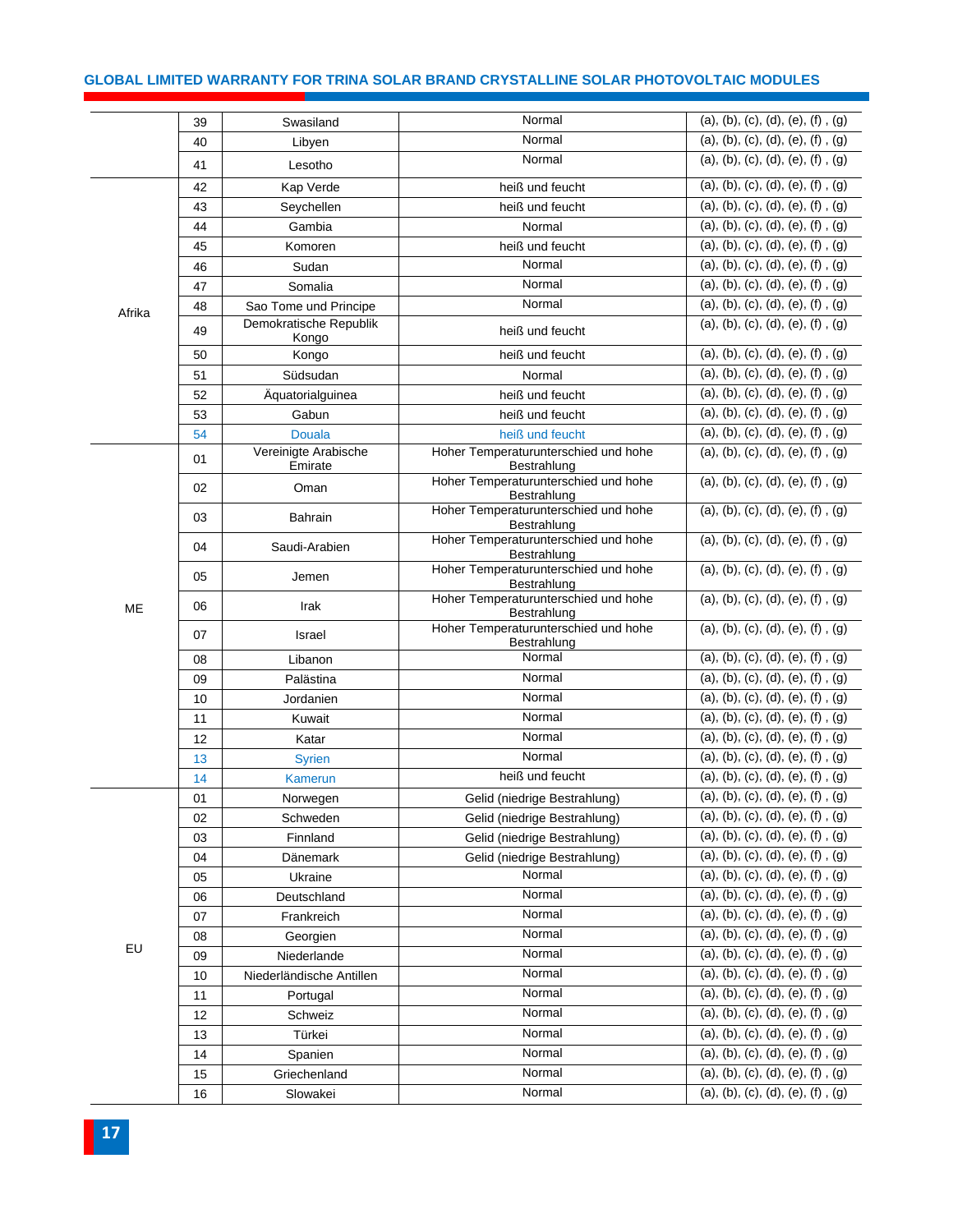| | | | | |
|---|---|---|---|---|
| | 39 | Swasiland | Normal | (a), (b), (c), (d), (e), (f) , (g) |
| | 40 | Libyen | Normal | (a), (b), (c), (d), (e), (f) , (g) |
| | 41 | Lesotho | Normal | (a), (b), (c), (d), (e), (f) , (g) |
| Afrika | 42 | Kap Verde | heiß und feucht | (a), (b), (c), (d), (e), (f) , (g) |
| | 43 | Seychellen | heiß und feucht | (a), (b), (c), (d), (e), (f) , (g) |
| | 44 | Gambia | Normal | (a), (b), (c), (d), (e), (f) , (g) |
| | 45 | Komoren | heiß und feucht | (a), (b), (c), (d), (e), (f) , (g) |
| | 46 | Sudan | Normal | (a), (b), (c), (d), (e), (f) , (g) |
| | 47 | Somalia | Normal | (a), (b), (c), (d), (e), (f) , (g) |
| | 48 | Sao Tome und Principe | Normal | (a), (b), (c), (d), (e), (f) , (g) |
| | 49 | Demokratische Republik Kongo | heiß und feucht | (a), (b), (c), (d), (e), (f) , (g) |
| | 50 | Kongo | heiß und feucht | (a), (b), (c), (d), (e), (f) , (g) |
| | 51 | Südsudan | Normal | (a), (b), (c), (d), (e), (f) , (g) |
| | 52 | Äquatorialguinea | heiß und feucht | (a), (b), (c), (d), (e), (f) , (g) |
| | 53 | Gabun | heiß und feucht | (a), (b), (c), (d), (e), (f) , (g) |
| | 54 | Douala | heiß und feucht | (a), (b), (c), (d), (e), (f) , (g) |
| ME | 01 | Vereinigte Arabische Emirate | Hoher Temperaturunterschied und hohe Bestrahlung | (a), (b), (c), (d), (e), (f) , (g) |
| | 02 | Oman | Hoher Temperaturunterschied und hohe Bestrahlung | (a), (b), (c), (d), (e), (f) , (g) |
| | 03 | Bahrain | Hoher Temperaturunterschied und hohe Bestrahlung | (a), (b), (c), (d), (e), (f) , (g) |
| | 04 | Saudi-Arabien | Hoher Temperaturunterschied und hohe Bestrahlung | (a), (b), (c), (d), (e), (f) , (g) |
| | 05 | Jemen | Hoher Temperaturunterschied und hohe Bestrahlung | (a), (b), (c), (d), (e), (f) , (g) |
| | 06 | Irak | Hoher Temperaturunterschied und hohe Bestrahlung | (a), (b), (c), (d), (e), (f) , (g) |
| | 07 | Israel | Hoher Temperaturunterschied und hohe Bestrahlung | (a), (b), (c), (d), (e), (f) , (g) |
| | 08 | Libanon | Normal | (a), (b), (c), (d), (e), (f) , (g) |
| | 09 | Palästina | Normal | (a), (b), (c), (d), (e), (f) , (g) |
| | 10 | Jordanien | Normal | (a), (b), (c), (d), (e), (f) , (g) |
| | 11 | Kuwait | Normal | (a), (b), (c), (d), (e), (f) , (g) |
| | 12 | Katar | Normal | (a), (b), (c), (d), (e), (f) , (g) |
| | 13 | Syrien | Normal | (a), (b), (c), (d), (e), (f) , (g) |
| | 14 | Kamerun | heiß und feucht | (a), (b), (c), (d), (e), (f) , (g) |
| EU | 01 | Norwegen | Gelid (niedrige Bestrahlung) | (a), (b), (c), (d), (e), (f) , (g) |
| | 02 | Schweden | Gelid (niedrige Bestrahlung) | (a), (b), (c), (d), (e), (f) , (g) |
| | 03 | Finnland | Gelid (niedrige Bestrahlung) | (a), (b), (c), (d), (e), (f) , (g) |
| | 04 | Dänemark | Gelid (niedrige Bestrahlung) | (a), (b), (c), (d), (e), (f) , (g) |
| | 05 | Ukraine | Normal | (a), (b), (c), (d), (e), (f) , (g) |
| | 06 | Deutschland | Normal | (a), (b), (c), (d), (e), (f) , (g) |
| | 07 | Frankreich | Normal | (a), (b), (c), (d), (e), (f) , (g) |
| | 08 | Georgien | Normal | (a), (b), (c), (d), (e), (f) , (g) |
| | 09 | Niederlande | Normal | (a), (b), (c), (d), (e), (f) , (g) |
| | 10 | Niederländische Antillen | Normal | (a), (b), (c), (d), (e), (f) , (g) |
| | 11 | Portugal | Normal | (a), (b), (c), (d), (e), (f) , (g) |
| | 12 | Schweiz | Normal | (a), (b), (c), (d), (e), (f) , (g) |
| | 13 | Türkei | Normal | (a), (b), (c), (d), (e), (f) , (g) |
| | 14 | Spanien | Normal | (a), (b), (c), (d), (e), (f) , (g) |
| | 15 | Griechenland | Normal | (a), (b), (c), (d), (e), (f) , (g) |
| | 16 | Slowakei | Normal | (a), (b), (c), (d), (e), (f) , (g) |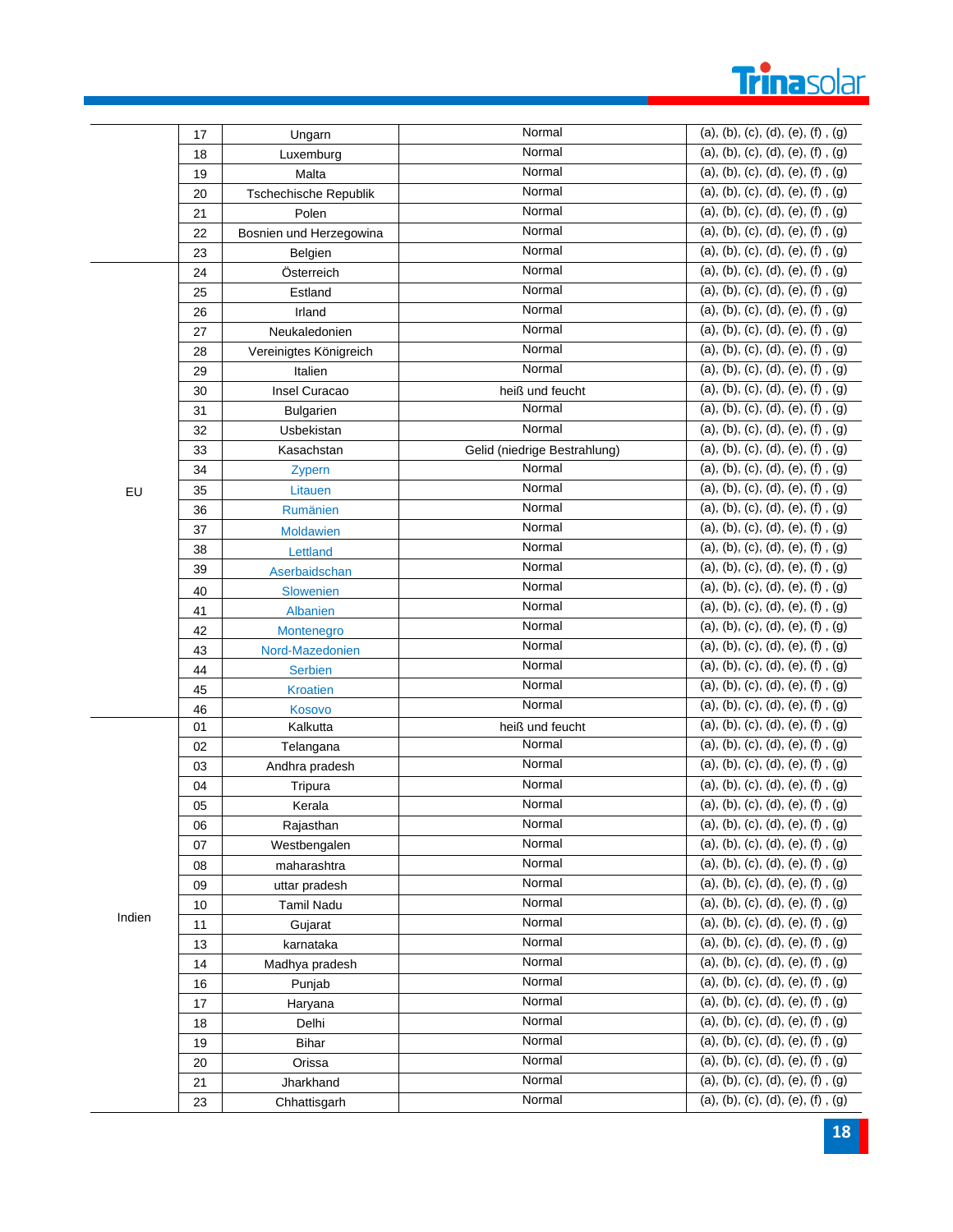|  |  |  |  |  |
|---|---|---|---|---|
|  | 17 | Ungarn | Normal | (a), (b), (c), (d), (e), (f) , (g) |
|  | 18 | Luxemburg | Normal | (a), (b), (c), (d), (e), (f) , (g) |
|  | 19 | Malta | Normal | (a), (b), (c), (d), (e), (f) , (g) |
|  | 20 | Tschechische Republik | Normal | (a), (b), (c), (d), (e), (f) , (g) |
|  | 21 | Polen | Normal | (a), (b), (c), (d), (e), (f) , (g) |
|  | 22 | Bosnien und Herzegowina | Normal | (a), (b), (c), (d), (e), (f) , (g) |
|  | 23 | Belgien | Normal | (a), (b), (c), (d), (e), (f) , (g) |
| EU | 24 | Österreich | Normal | (a), (b), (c), (d), (e), (f) , (g) |
|  | 25 | Estland | Normal | (a), (b), (c), (d), (e), (f) , (g) |
|  | 26 | Irland | Normal | (a), (b), (c), (d), (e), (f) , (g) |
|  | 27 | Neukaledonien | Normal | (a), (b), (c), (d), (e), (f) , (g) |
|  | 28 | Vereinigtes Königreich | Normal | (a), (b), (c), (d), (e), (f) , (g) |
|  | 29 | Italien | Normal | (a), (b), (c), (d), (e), (f) , (g) |
|  | 30 | Insel Curacao | heiß und feucht | (a), (b), (c), (d), (e), (f) , (g) |
|  | 31 | Bulgarien | Normal | (a), (b), (c), (d), (e), (f) , (g) |
|  | 32 | Usbekistan | Normal | (a), (b), (c), (d), (e), (f) , (g) |
|  | 33 | Kasachstan | Gelid (niedrige Bestrahlung) | (a), (b), (c), (d), (e), (f) , (g) |
|  | 34 | Zypern | Normal | (a), (b), (c), (d), (e), (f) , (g) |
|  | 35 | Litauen | Normal | (a), (b), (c), (d), (e), (f) , (g) |
|  | 36 | Rumänien | Normal | (a), (b), (c), (d), (e), (f) , (g) |
|  | 37 | Moldawien | Normal | (a), (b), (c), (d), (e), (f) , (g) |
|  | 38 | Lettland | Normal | (a), (b), (c), (d), (e), (f) , (g) |
|  | 39 | Aserbaidschan | Normal | (a), (b), (c), (d), (e), (f) , (g) |
|  | 40 | Slowenien | Normal | (a), (b), (c), (d), (e), (f) , (g) |
|  | 41 | Albanien | Normal | (a), (b), (c), (d), (e), (f) , (g) |
|  | 42 | Montenegro | Normal | (a), (b), (c), (d), (e), (f) , (g) |
|  | 43 | Nord-Mazedonien | Normal | (a), (b), (c), (d), (e), (f) , (g) |
|  | 44 | Serbien | Normal | (a), (b), (c), (d), (e), (f) , (g) |
|  | 45 | Kroatien | Normal | (a), (b), (c), (d), (e), (f) , (g) |
|  | 46 | Kosovo | Normal | (a), (b), (c), (d), (e), (f) , (g) |
| Indien | 01 | Kalkutta | heiß und feucht | (a), (b), (c), (d), (e), (f) , (g) |
|  | 02 | Telangana | Normal | (a), (b), (c), (d), (e), (f) , (g) |
|  | 03 | Andhra pradesh | Normal | (a), (b), (c), (d), (e), (f) , (g) |
|  | 04 | Tripura | Normal | (a), (b), (c), (d), (e), (f) , (g) |
|  | 05 | Kerala | Normal | (a), (b), (c), (d), (e), (f) , (g) |
|  | 06 | Rajasthan | Normal | (a), (b), (c), (d), (e), (f) , (g) |
|  | 07 | Westbengalen | Normal | (a), (b), (c), (d), (e), (f) , (g) |
|  | 08 | maharashtra | Normal | (a), (b), (c), (d), (e), (f) , (g) |
|  | 09 | uttar pradesh | Normal | (a), (b), (c), (d), (e), (f) , (g) |
|  | 10 | Tamil Nadu | Normal | (a), (b), (c), (d), (e), (f) , (g) |
|  | 11 | Gujarat | Normal | (a), (b), (c), (d), (e), (f) , (g) |
|  | 13 | karnataka | Normal | (a), (b), (c), (d), (e), (f) , (g) |
|  | 14 | Madhya pradesh | Normal | (a), (b), (c), (d), (e), (f) , (g) |
|  | 16 | Punjab | Normal | (a), (b), (c), (d), (e), (f) , (g) |
|  | 17 | Haryana | Normal | (a), (b), (c), (d), (e), (f) , (g) |
|  | 18 | Delhi | Normal | (a), (b), (c), (d), (e), (f) , (g) |
|  | 19 | Bihar | Normal | (a), (b), (c), (d), (e), (f) , (g) |
|  | 20 | Orissa | Normal | (a), (b), (c), (d), (e), (f) , (g) |
|  | 21 | Jharkhand | Normal | (a), (b), (c), (d), (e), (f) , (g) |
|  | 23 | Chhattisgarh | Normal | (a), (b), (c), (d), (e), (f) , (g) |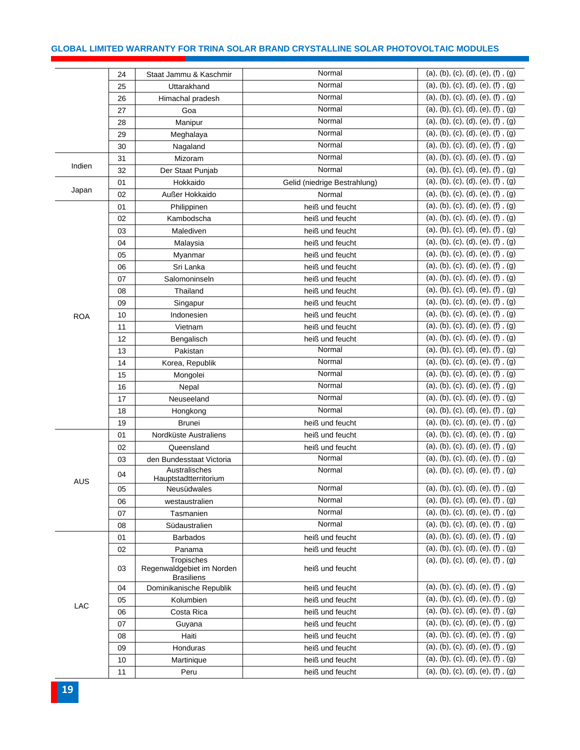| | | | | |
|---|---|---|---|---|
| | 24 | Staat Jammu & Kaschmir | Normal | (a), (b), (c), (d), (e), (f) , (g) |
| | 25 | Uttarakhand | Normal | (a), (b), (c), (d), (e), (f) , (g) |
| | 26 | Himachal pradesh | Normal | (a), (b), (c), (d), (e), (f) , (g) |
| | 27 | Goa | Normal | (a), (b), (c), (d), (e), (f) , (g) |
| | 28 | Manipur | Normal | (a), (b), (c), (d), (e), (f) , (g) |
| | 29 | Meghalaya | Normal | (a), (b), (c), (d), (e), (f) , (g) |
| | 30 | Nagaland | Normal | (a), (b), (c), (d), (e), (f) , (g) |
| Indien | 31 | Mizoram | Normal | (a), (b), (c), (d), (e), (f) , (g) |
| | 32 | Der Staat Punjab | Normal | (a), (b), (c), (d), (e), (f) , (g) |
| Japan | 01 | Hokkaido | Gelid (niedrige Bestrahlung) | (a), (b), (c), (d), (e), (f) , (g) |
| | 02 | Außer Hokkaido | Normal | (a), (b), (c), (d), (e), (f) , (g) |
| ROA | 01 | Philippinen | heiß und feucht | (a), (b), (c), (d), (e), (f) , (g) |
| | 02 | Kambodscha | heiß und feucht | (a), (b), (c), (d), (e), (f) , (g) |
| | 03 | Malediven | heiß und feucht | (a), (b), (c), (d), (e), (f) , (g) |
| | 04 | Malaysia | heiß und feucht | (a), (b), (c), (d), (e), (f) , (g) |
| | 05 | Myanmar | heiß und feucht | (a), (b), (c), (d), (e), (f) , (g) |
| | 06 | Sri Lanka | heiß und feucht | (a), (b), (c), (d), (e), (f) , (g) |
| | 07 | Salomoninseln | heiß und feucht | (a), (b), (c), (d), (e), (f) , (g) |
| | 08 | Thailand | heiß und feucht | (a), (b), (c), (d), (e), (f) , (g) |
| | 09 | Singapur | heiß und feucht | (a), (b), (c), (d), (e), (f) , (g) |
| | 10 | Indonesien | heiß und feucht | (a), (b), (c), (d), (e), (f) , (g) |
| | 11 | Vietnam | heiß und feucht | (a), (b), (c), (d), (e), (f) , (g) |
| | 12 | Bengalisch | heiß und feucht | (a), (b), (c), (d), (e), (f) , (g) |
| | 13 | Pakistan | Normal | (a), (b), (c), (d), (e), (f) , (g) |
| | 14 | Korea, Republik | Normal | (a), (b), (c), (d), (e), (f) , (g) |
| | 15 | Mongolei | Normal | (a), (b), (c), (d), (e), (f) , (g) |
| | 16 | Nepal | Normal | (a), (b), (c), (d), (e), (f) , (g) |
| | 17 | Neuseeland | Normal | (a), (b), (c), (d), (e), (f) , (g) |
| | 18 | Hongkong | Normal | (a), (b), (c), (d), (e), (f) , (g) |
| | 19 | Brunei | heiß und feucht | (a), (b), (c), (d), (e), (f) , (g) |
| AUS | 01 | Nordküste Australiens | heiß und feucht | (a), (b), (c), (d), (e), (f) , (g) |
| | 02 | Queensland | heiß und feucht | (a), (b), (c), (d), (e), (f) , (g) |
| | 03 | den Bundesstaat Victoria | Normal | (a), (b), (c), (d), (e), (f) , (g) |
| | 04 | Australisches Hauptstadtterritorium | Normal | (a), (b), (c), (d), (e), (f) , (g) |
| | 05 | Neusüdwales | Normal | (a), (b), (c), (d), (e), (f) , (g) |
| | 06 | westaustralien | Normal | (a), (b), (c), (d), (e), (f) , (g) |
| | 07 | Tasmanien | Normal | (a), (b), (c), (d), (e), (f) , (g) |
| | 08 | Südaustralien | Normal | (a), (b), (c), (d), (e), (f) , (g) |
| LAC | 01 | Barbados | heiß und feucht | (a), (b), (c), (d), (e), (f) , (g) |
| | 02 | Panama | heiß und feucht | (a), (b), (c), (d), (e), (f) , (g) |
| | 03 | Tropisches Regenwaldgebiet im Norden Brasiliens | heiß und feucht | (a), (b), (c), (d), (e), (f) , (g) |
| | 04 | Dominikanische Republik | heiß und feucht | (a), (b), (c), (d), (e), (f) , (g) |
| | 05 | Kolumbien | heiß und feucht | (a), (b), (c), (d), (e), (f) , (g) |
| | 06 | Costa Rica | heiß und feucht | (a), (b), (c), (d), (e), (f) , (g) |
| | 07 | Guyana | heiß und feucht | (a), (b), (c), (d), (e), (f) , (g) |
| | 08 | Haiti | heiß und feucht | (a), (b), (c), (d), (e), (f) , (g) |
| | 09 | Honduras | heiß und feucht | (a), (b), (c), (d), (e), (f) , (g) |
| | 10 | Martinique | heiß und feucht | (a), (b), (c), (d), (e), (f) , (g) |
| | 11 | Peru | heiß und feucht | (a), (b), (c), (d), (e), (f) , (g) |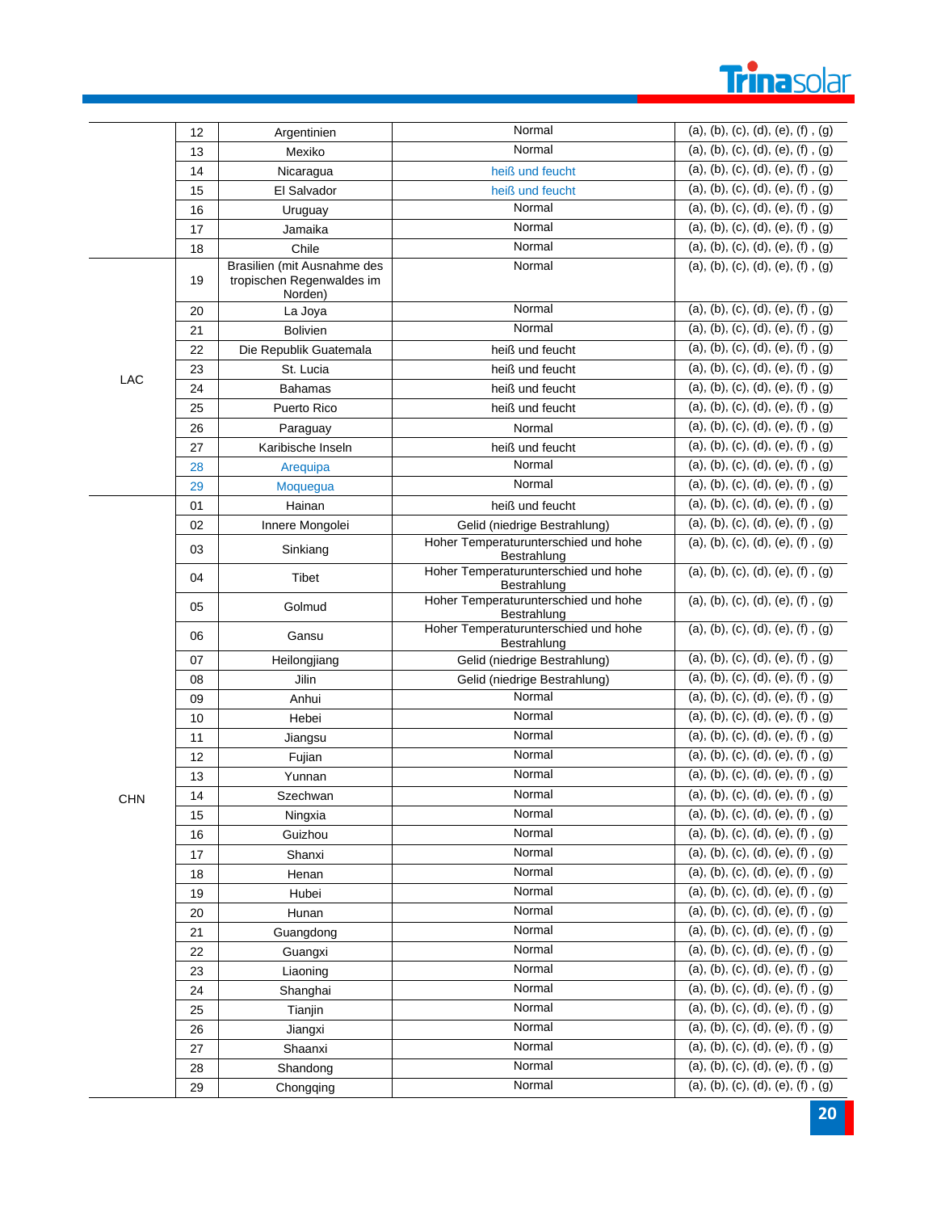| | | | | |
|---|---|---|---|---|
| | 12 | Argentinien | Normal | (a), (b), (c), (d), (e), (f) , (g) |
| | 13 | Mexiko | Normal | (a), (b), (c), (d), (e), (f) , (g) |
| | 14 | Nicaragua | heiß und feucht | (a), (b), (c), (d), (e), (f) , (g) |
| | 15 | El Salvador | heiß und feucht | (a), (b), (c), (d), (e), (f) , (g) |
| | 16 | Uruguay | Normal | (a), (b), (c), (d), (e), (f) , (g) |
| | 17 | Jamaika | Normal | (a), (b), (c), (d), (e), (f) , (g) |
| | 18 | Chile | Normal | (a), (b), (c), (d), (e), (f) , (g) |
| LAC | 19 | Brasilien (mit Ausnahme des tropischen Regenwaldes im Norden) | Normal | (a), (b), (c), (d), (e), (f) , (g) |
| | 20 | La Joya | Normal | (a), (b), (c), (d), (e), (f) , (g) |
| | 21 | Bolivien | Normal | (a), (b), (c), (d), (e), (f) , (g) |
| | 22 | Die Republik Guatemala | heiß und feucht | (a), (b), (c), (d), (e), (f) , (g) |
| | 23 | St. Lucia | heiß und feucht | (a), (b), (c), (d), (e), (f) , (g) |
| | 24 | Bahamas | heiß und feucht | (a), (b), (c), (d), (e), (f) , (g) |
| | 25 | Puerto Rico | heiß und feucht | (a), (b), (c), (d), (e), (f) , (g) |
| | 26 | Paraguay | Normal | (a), (b), (c), (d), (e), (f) , (g) |
| | 27 | Karibische Inseln | heiß und feucht | (a), (b), (c), (d), (e), (f) , (g) |
| | 28 | Arequipa | Normal | (a), (b), (c), (d), (e), (f) , (g) |
| | 29 | Moquegua | Normal | (a), (b), (c), (d), (e), (f) , (g) |
| CHN | 01 | Hainan | heiß und feucht | (a), (b), (c), (d), (e), (f) , (g) |
| | 02 | Innere Mongolei | Gelid (niedrige Bestrahlung) | (a), (b), (c), (d), (e), (f) , (g) |
| | 03 | Sinkiang | Hoher Temperaturunterschied und hohe Bestrahlung | (a), (b), (c), (d), (e), (f) , (g) |
| | 04 | Tibet | Hoher Temperaturunterschied und hohe Bestrahlung | (a), (b), (c), (d), (e), (f) , (g) |
| | 05 | Golmud | Hoher Temperaturunterschied und hohe Bestrahlung | (a), (b), (c), (d), (e), (f) , (g) |
| | 06 | Gansu | Hoher Temperaturunterschied und hohe Bestrahlung | (a), (b), (c), (d), (e), (f) , (g) |
| | 07 | Heilongjiang | Gelid (niedrige Bestrahlung) | (a), (b), (c), (d), (e), (f) , (g) |
| | 08 | Jilin | Gelid (niedrige Bestrahlung) | (a), (b), (c), (d), (e), (f) , (g) |
| | 09 | Anhui | Normal | (a), (b), (c), (d), (e), (f) , (g) |
| | 10 | Hebei | Normal | (a), (b), (c), (d), (e), (f) , (g) |
| | 11 | Jiangsu | Normal | (a), (b), (c), (d), (e), (f) , (g) |
| | 12 | Fujian | Normal | (a), (b), (c), (d), (e), (f) , (g) |
| | 13 | Yunnan | Normal | (a), (b), (c), (d), (e), (f) , (g) |
| | 14 | Szechwan | Normal | (a), (b), (c), (d), (e), (f) , (g) |
| | 15 | Ningxia | Normal | (a), (b), (c), (d), (e), (f) , (g) |
| | 16 | Guizhou | Normal | (a), (b), (c), (d), (e), (f) , (g) |
| | 17 | Shanxi | Normal | (a), (b), (c), (d), (e), (f) , (g) |
| | 18 | Henan | Normal | (a), (b), (c), (d), (e), (f) , (g) |
| | 19 | Hubei | Normal | (a), (b), (c), (d), (e), (f) , (g) |
| | 20 | Hunan | Normal | (a), (b), (c), (d), (e), (f) , (g) |
| | 21 | Guangdong | Normal | (a), (b), (c), (d), (e), (f) , (g) |
| | 22 | Guangxi | Normal | (a), (b), (c), (d), (e), (f) , (g) |
| | 23 | Liaoning | Normal | (a), (b), (c), (d), (e), (f) , (g) |
| | 24 | Shanghai | Normal | (a), (b), (c), (d), (e), (f) , (g) |
| | 25 | Tianjin | Normal | (a), (b), (c), (d), (e), (f) , (g) |
| | 26 | Jiangxi | Normal | (a), (b), (c), (d), (e), (f) , (g) |
| | 27 | Shaanxi | Normal | (a), (b), (c), (d), (e), (f) , (g) |
| | 28 | Shandong | Normal | (a), (b), (c), (d), (e), (f) , (g) |
| | 29 | Chongqing | Normal | (a), (b), (c), (d), (e), (f) , (g) |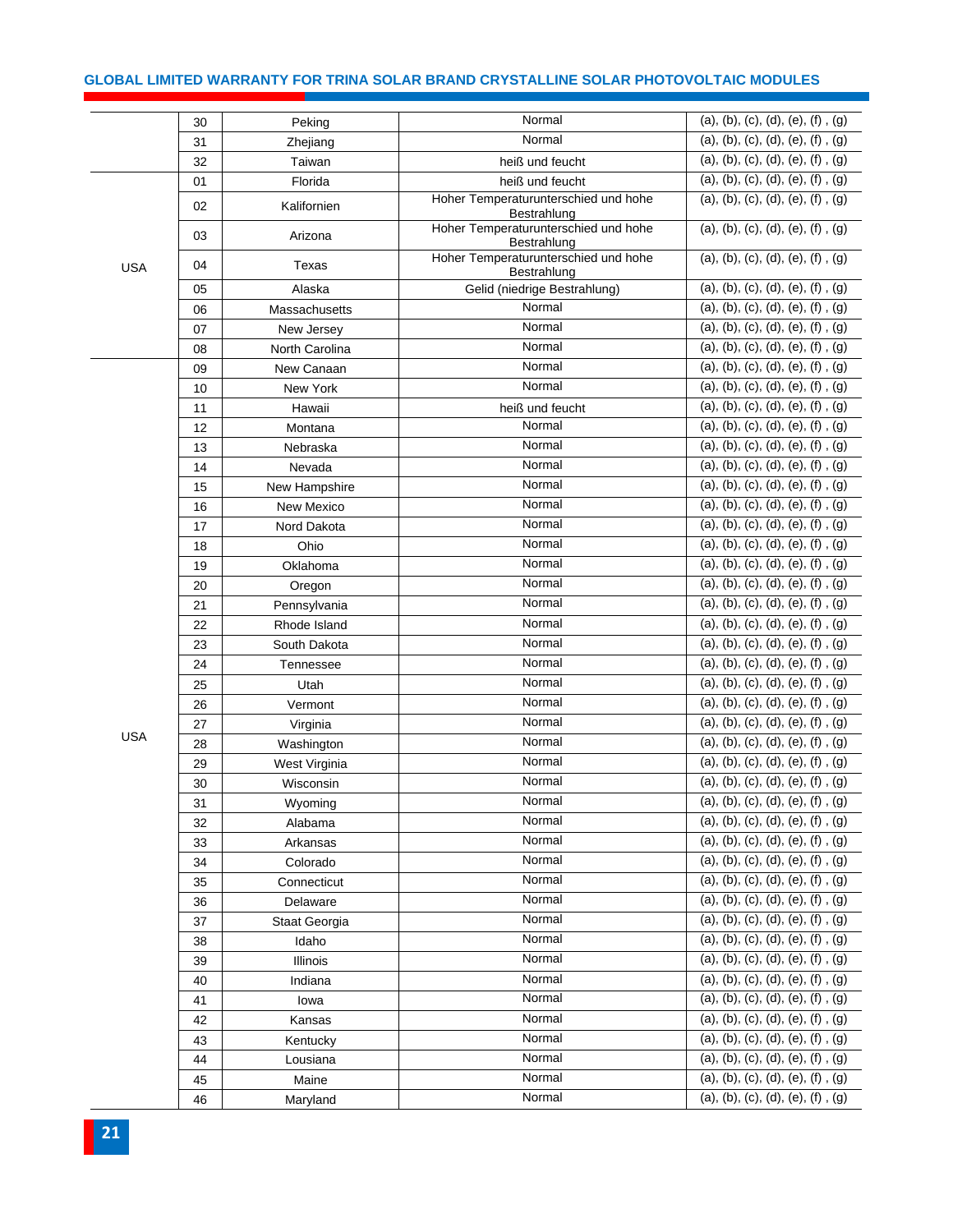| | | | | |
|---|---|---|---|---|
| | 30 | Peking | Normal | (a), (b), (c), (d), (e), (f) , (g) |
| | 31 | Zhejiang | Normal | (a), (b), (c), (d), (e), (f) , (g) |
| | 32 | Taiwan | heiß und feucht | (a), (b), (c), (d), (e), (f) , (g) |
| USA | 01 | Florida | heiß und feucht | (a), (b), (c), (d), (e), (f) , (g) |
| | 02 | Kalifornien | Hoher Temperaturunterschied und hohe Bestrahlung | (a), (b), (c), (d), (e), (f) , (g) |
| | 03 | Arizona | Hoher Temperaturunterschied und hohe Bestrahlung | (a), (b), (c), (d), (e), (f) , (g) |
| | 04 | Texas | Hoher Temperaturunterschied und hohe Bestrahlung | (a), (b), (c), (d), (e), (f) , (g) |
| | 05 | Alaska | Gelid (niedrige Bestrahlung) | (a), (b), (c), (d), (e), (f) , (g) |
| | 06 | Massachusetts | Normal | (a), (b), (c), (d), (e), (f) , (g) |
| | 07 | New Jersey | Normal | (a), (b), (c), (d), (e), (f) , (g) |
| | 08 | North Carolina | Normal | (a), (b), (c), (d), (e), (f) , (g) |
| USA | 09 | New Canaan | Normal | (a), (b), (c), (d), (e), (f) , (g) |
| | 10 | New York | Normal | (a), (b), (c), (d), (e), (f) , (g) |
| | 11 | Hawaii | heiß und feucht | (a), (b), (c), (d), (e), (f) , (g) |
| | 12 | Montana | Normal | (a), (b), (c), (d), (e), (f) , (g) |
| | 13 | Nebraska | Normal | (a), (b), (c), (d), (e), (f) , (g) |
| | 14 | Nevada | Normal | (a), (b), (c), (d), (e), (f) , (g) |
| | 15 | New Hampshire | Normal | (a), (b), (c), (d), (e), (f) , (g) |
| | 16 | New Mexico | Normal | (a), (b), (c), (d), (e), (f) , (g) |
| | 17 | Nord Dakota | Normal | (a), (b), (c), (d), (e), (f) , (g) |
| | 18 | Ohio | Normal | (a), (b), (c), (d), (e), (f) , (g) |
| | 19 | Oklahoma | Normal | (a), (b), (c), (d), (e), (f) , (g) |
| | 20 | Oregon | Normal | (a), (b), (c), (d), (e), (f) , (g) |
| | 21 | Pennsylvania | Normal | (a), (b), (c), (d), (e), (f) , (g) |
| | 22 | Rhode Island | Normal | (a), (b), (c), (d), (e), (f) , (g) |
| | 23 | South Dakota | Normal | (a), (b), (c), (d), (e), (f) , (g) |
| | 24 | Tennessee | Normal | (a), (b), (c), (d), (e), (f) , (g) |
| | 25 | Utah | Normal | (a), (b), (c), (d), (e), (f) , (g) |
| | 26 | Vermont | Normal | (a), (b), (c), (d), (e), (f) , (g) |
| | 27 | Virginia | Normal | (a), (b), (c), (d), (e), (f) , (g) |
| | 28 | Washington | Normal | (a), (b), (c), (d), (e), (f) , (g) |
| | 29 | West Virginia | Normal | (a), (b), (c), (d), (e), (f) , (g) |
| | 30 | Wisconsin | Normal | (a), (b), (c), (d), (e), (f) , (g) |
| | 31 | Wyoming | Normal | (a), (b), (c), (d), (e), (f) , (g) |
| | 32 | Alabama | Normal | (a), (b), (c), (d), (e), (f) , (g) |
| | 33 | Arkansas | Normal | (a), (b), (c), (d), (e), (f) , (g) |
| | 34 | Colorado | Normal | (a), (b), (c), (d), (e), (f) , (g) |
| | 35 | Connecticut | Normal | (a), (b), (c), (d), (e), (f) , (g) |
| | 36 | Delaware | Normal | (a), (b), (c), (d), (e), (f) , (g) |
| | 37 | Staat Georgia | Normal | (a), (b), (c), (d), (e), (f) , (g) |
| | 38 | Idaho | Normal | (a), (b), (c), (d), (e), (f) , (g) |
| | 39 | Illinois | Normal | (a), (b), (c), (d), (e), (f) , (g) |
| | 40 | Indiana | Normal | (a), (b), (c), (d), (e), (f) , (g) |
| | 41 | Iowa | Normal | (a), (b), (c), (d), (e), (f) , (g) |
| | 42 | Kansas | Normal | (a), (b), (c), (d), (e), (f) , (g) |
| | 43 | Kentucky | Normal | (a), (b), (c), (d), (e), (f) , (g) |
| | 44 | Lousiana | Normal | (a), (b), (c), (d), (e), (f) , (g) |
| | 45 | Maine | Normal | (a), (b), (c), (d), (e), (f) , (g) |
| | 46 | Maryland | Normal | (a), (b), (c), (d), (e), (f) , (g) |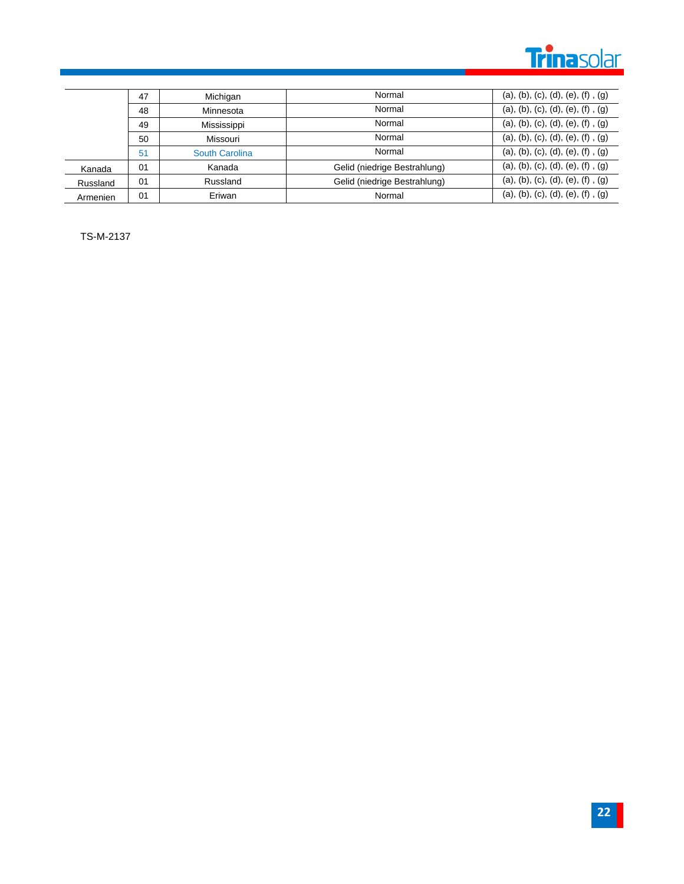| | | | | |
|---|---|---|---|---|
| | 47 | Michigan | Normal | (a), (b), (c), (d), (e), (f) , (g) |
| | 48 | Minnesota | Normal | (a), (b), (c), (d), (e), (f) , (g) |
| | 49 | Mississippi | Normal | (a), (b), (c), (d), (e), (f) , (g) |
| | 50 | Missouri | Normal | (a), (b), (c), (d), (e), (f) , (g) |
| | 51 | South Carolina | Normal | (a), (b), (c), (d), (e), (f) , (g) |
| Kanada | 01 | Kanada | Gelid (niedrige Bestrahlung) | (a), (b), (c), (d), (e), (f) , (g) |
| Russland | 01 | Russland | Gelid (niedrige Bestrahlung) | (a), (b), (c), (d), (e), (f) , (g) |
| Armenien | 01 | Eriwan | Normal | (a), (b), (c), (d), (e), (f) , (g) |

TS-M-2137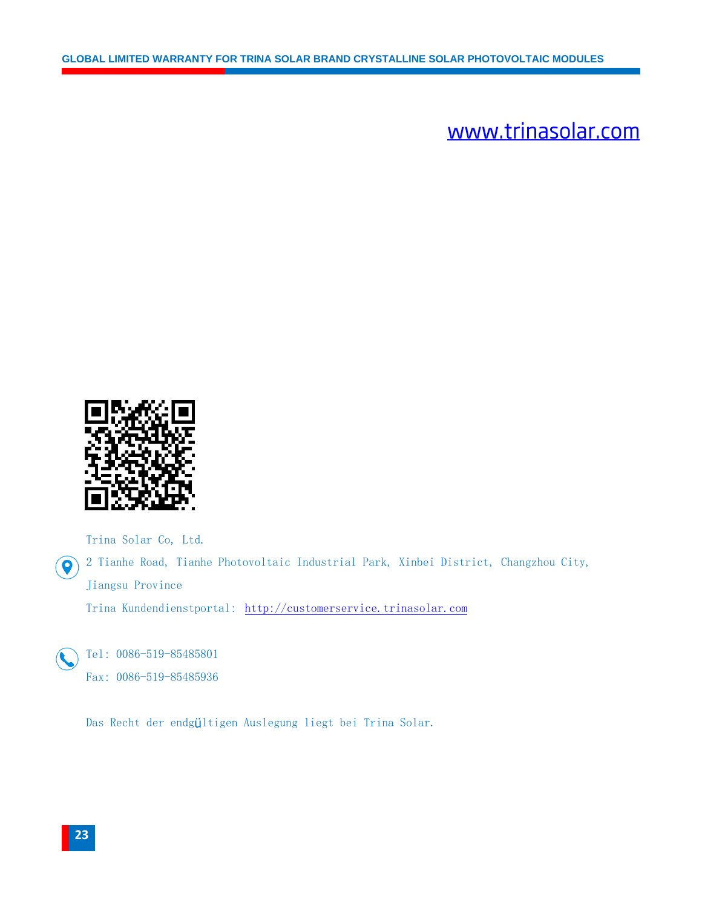www.trinasolar.com

Trina Solar Co, Ltd.

2 Tianhe Road, Tianhe Photovoltaic Industrial Park, Xinbei District, Changzhou City, Jiangsu Province

Trina Kundendienstportal: http://customerservice.trinasolar.com

Tel: 0086-519-85485801

Fax: 0086-519-85485936

Das Recht der endgültigen Auslegung liegt bei Trina Solar.